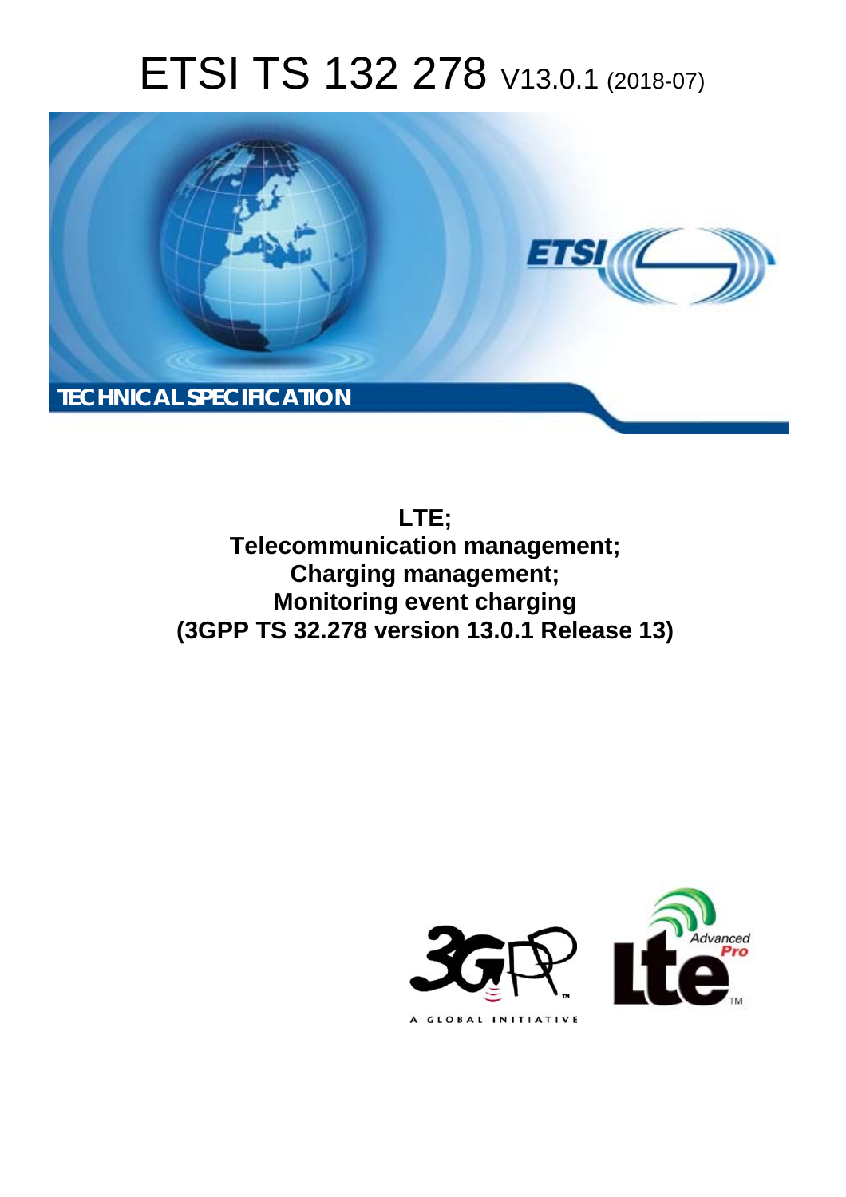# ETSI TS 132 278 V13.0.1 (2018-07)

TECHNICAL SPECIFICATION

**LTE;**
**Telecommunication management;**
**Charging management;**
**Monitoring event charging**
**(3GPP TS 32.278 version 13.0.1 Release 13)**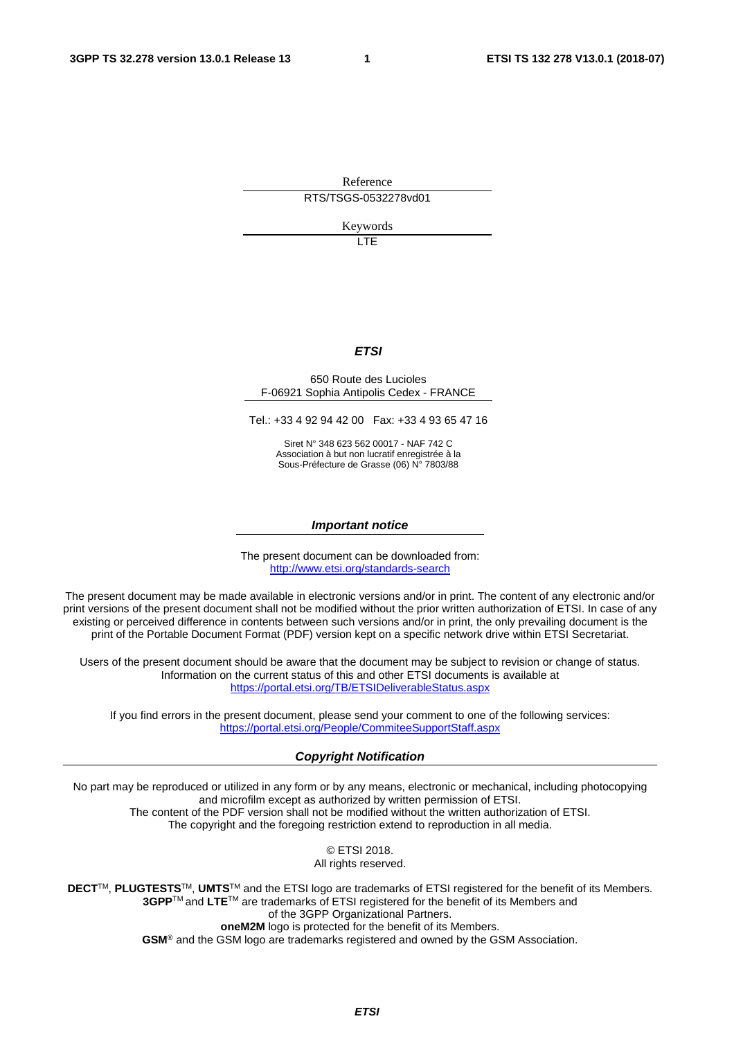Reference

RTS/TSGS-0532278vd01

Keywords

LTE

***ETSI***

650 Route des Lucioles
F-06921 Sophia Antipolis Cedex - FRANCE

Tel.: +33 4 92 94 42 00 Fax: +33 4 93 65 47 16

Siret N° 348 623 562 00017 - NAF 742 C
Association à but non lucratif enregistrée à la
Sous-Préfecture de Grasse (06) N° 7803/88

***Important notice***

The present document can be downloaded from:
http://www.etsi.org/standards-search

The present document may be made available in electronic versions and/or in print. The content of any electronic and/or print versions of the present document shall not be modified without the prior written authorization of ETSI. In case of any existing or perceived difference in contents between such versions and/or in print, the only prevailing document is the print of the Portable Document Format (PDF) version kept on a specific network drive within ETSI Secretariat.

Users of the present document should be aware that the document may be subject to revision or change of status. Information on the current status of this and other ETSI documents is available at
https://portal.etsi.org/TB/ETSIDeliverableStatus.aspx

If you find errors in the present document, please send your comment to one of the following services:
https://portal.etsi.org/People/CommiteeSupportStaff.aspx

***Copyright Notification***

No part may be reproduced or utilized in any form or by any means, electronic or mechanical, including photocopying and microfilm except as authorized by written permission of ETSI.
The content of the PDF version shall not be modified without the written authorization of ETSI.
The copyright and the foregoing restriction extend to reproduction in all media.

© ETSI 2018.
All rights reserved.

**DECT**™, **PLUGTESTS**™, **UMTS**™ and the ETSI logo are trademarks of ETSI registered for the benefit of its Members.
**3GPP**™ and **LTE**™ are trademarks of ETSI registered for the benefit of its Members and of the 3GPP Organizational Partners.
**oneM2M** logo is protected for the benefit of its Members.
**GSM**® and the GSM logo are trademarks registered and owned by the GSM Association.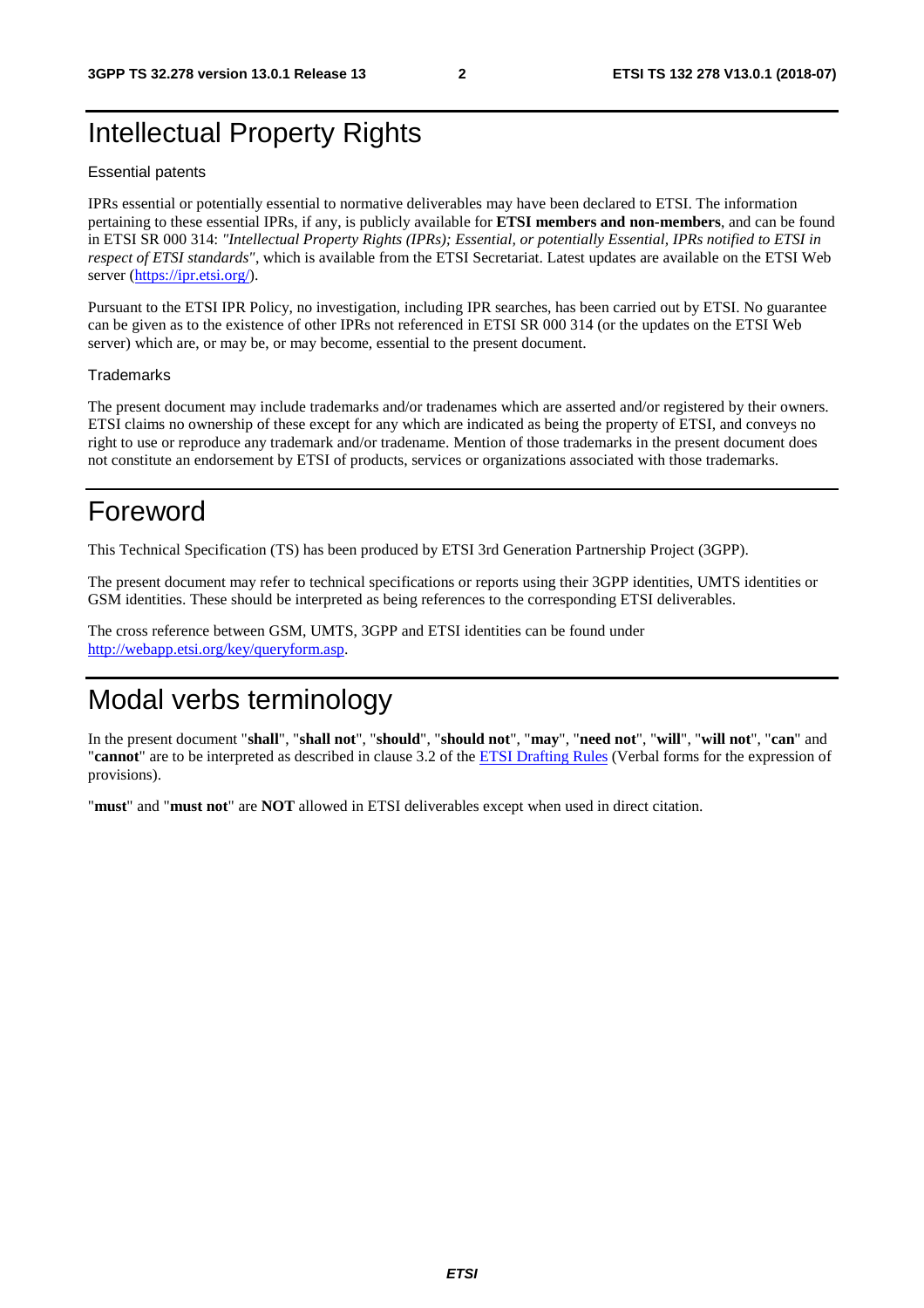# Intellectual Property Rights

## Essential patents

IPRs essential or potentially essential to normative deliverables may have been declared to ETSI. The information pertaining to these essential IPRs, if any, is publicly available for **ETSI members and non-members**, and can be found in ETSI SR 000 314: *"Intellectual Property Rights (IPRs); Essential, or potentially Essential, IPRs notified to ETSI in respect of ETSI standards"*, which is available from the ETSI Secretariat. Latest updates are available on the ETSI Web server (https://ipr.etsi.org/).

Pursuant to the ETSI IPR Policy, no investigation, including IPR searches, has been carried out by ETSI. No guarantee can be given as to the existence of other IPRs not referenced in ETSI SR 000 314 (or the updates on the ETSI Web server) which are, or may be, or may become, essential to the present document.

## Trademarks

The present document may include trademarks and/or tradenames which are asserted and/or registered by their owners. ETSI claims no ownership of these except for any which are indicated as being the property of ETSI, and conveys no right to use or reproduce any trademark and/or tradename. Mention of those trademarks in the present document does not constitute an endorsement by ETSI of products, services or organizations associated with those trademarks.

# Foreword

This Technical Specification (TS) has been produced by ETSI 3rd Generation Partnership Project (3GPP).

The present document may refer to technical specifications or reports using their 3GPP identities, UMTS identities or GSM identities. These should be interpreted as being references to the corresponding ETSI deliverables.

The cross reference between GSM, UMTS, 3GPP and ETSI identities can be found under http://webapp.etsi.org/key/queryform.asp.

# Modal verbs terminology

In the present document "**shall**", "**shall not**", "**should**", "**should not**", "**may**", "**need not**", "**will**", "**will not**", "**can**" and "**cannot**" are to be interpreted as described in clause 3.2 of the ETSI Drafting Rules (Verbal forms for the expression of provisions).

"**must**" and "**must not**" are **NOT** allowed in ETSI deliverables except when used in direct citation.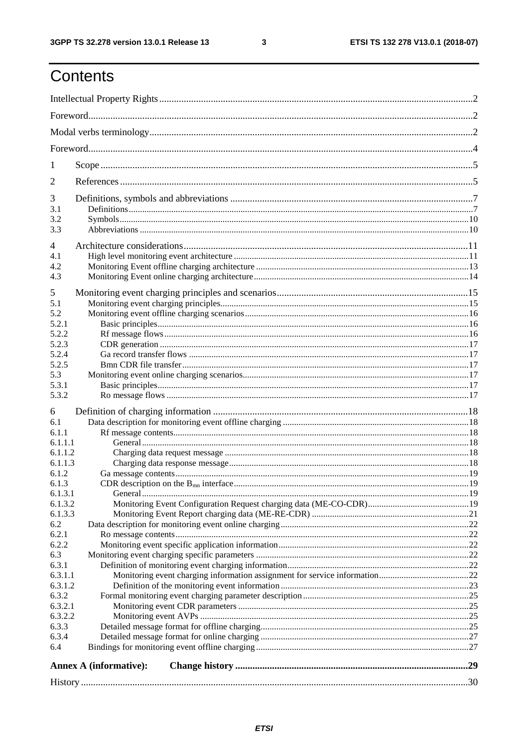# Contents

Intellectual Property Rights ..... 2

Foreword ..... 2

Modal verbs terminology ..... 2

Foreword ..... 4

1 Scope ..... 5

2 References ..... 5

3 Definitions, symbols and abbreviations ..... 7

3.1 Definitions ..... 7

3.2 Symbols ..... 10

3.3 Abbreviations ..... 10

4 Architecture considerations ..... 11

4.1 High level monitoring event architecture ..... 11

4.2 Monitoring Event offline charging architecture ..... 13

4.3 Monitoring Event online charging architecture ..... 14

5 Monitoring event charging principles and scenarios ..... 15

5.1 Monitoring event charging principles ..... 15

5.2 Monitoring event offline charging scenarios ..... 16

5.2.1 Basic principles ..... 16

5.2.2 Rf message flows ..... 16

5.2.3 CDR generation ..... 17

5.2.4 Ga record transfer flows ..... 17

5.2.5 Bmn CDR file transfer ..... 17

5.3 Monitoring event online charging scenarios ..... 17

5.3.1 Basic principles ..... 17

5.3.2 Ro message flows ..... 17

6 Definition of charging information ..... 18

6.1 Data description for monitoring event offline charging ..... 18

6.1.1 Rf message contents ..... 18

6.1.1.1 General ..... 18

6.1.1.2 Charging data request message ..... 18

6.1.1.3 Charging data response message ..... 18

6.1.2 Ga message contents ..... 19

6.1.3 CDR description on the $B_{mn}$ interface ..... 19

6.1.3.1 General ..... 19

6.1.3.2 Monitoring Event Configuration Request charging data (ME-CO-CDR) ..... 19

6.1.3.3 Monitoring Event Report charging data (ME-RE-CDR) ..... 21

6.2 Data description for monitoring event online charging ..... 22

6.2.1 Ro message contents ..... 22

6.2.2 Monitoring event specific application information ..... 22

6.3 Monitoring event charging specific parameters ..... 22

6.3.1 Definition of monitoring event charging information ..... 22

6.3.1.1 Monitoring event charging information assignment for service information ..... 22

6.3.1.2 Definition of the monitoring event information ..... 23

6.3.2 Formal monitoring event charging parameter description ..... 25

6.3.2.1 Monitoring event CDR parameters ..... 25

6.3.2.2 Monitoring event AVPs ..... 25

6.3.3 Detailed message format for offline charging ..... 25

6.3.4 Detailed message format for online charging ..... 27

6.4 Bindings for monitoring event offline charging ..... 27

**Annex A (informative): Change history ..... 29**

History ..... 30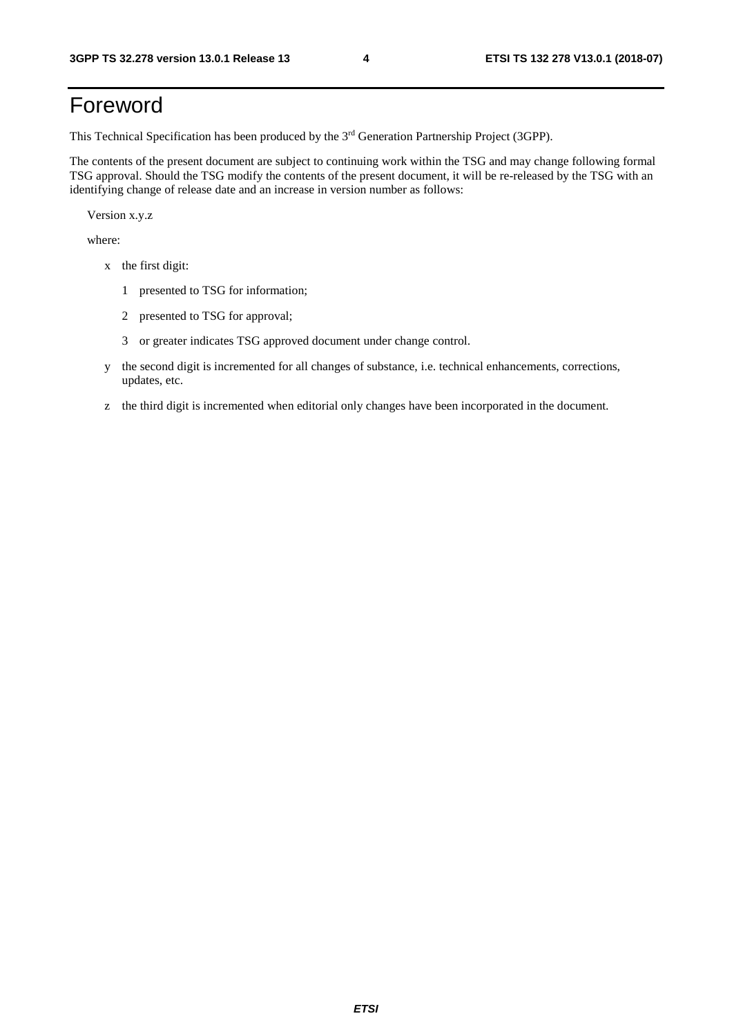# Foreword

This Technical Specification has been produced by the 3rd Generation Partnership Project (3GPP).

The contents of the present document are subject to continuing work within the TSG and may change following formal TSG approval. Should the TSG modify the contents of the present document, it will be re-released by the TSG with an identifying change of release date and an increase in version number as follows:

Version x.y.z

where:

- x the first digit:
  - 1 presented to TSG for information;
  - 2 presented to TSG for approval;
  - 3 or greater indicates TSG approved document under change control.
- y the second digit is incremented for all changes of substance, i.e. technical enhancements, corrections, updates, etc.
- z the third digit is incremented when editorial only changes have been incorporated in the document.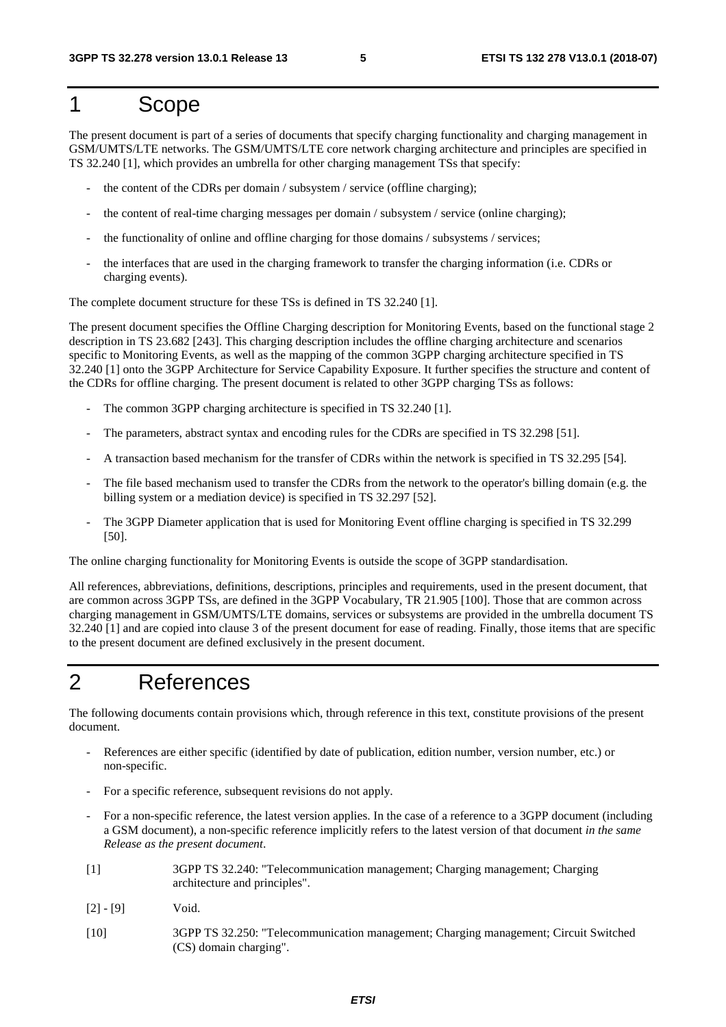# 1 Scope

The present document is part of a series of documents that specify charging functionality and charging management in GSM/UMTS/LTE networks. The GSM/UMTS/LTE core network charging architecture and principles are specified in TS 32.240 [1], which provides an umbrella for other charging management TSs that specify:

- the content of the CDRs per domain / subsystem / service (offline charging);
- the content of real-time charging messages per domain / subsystem / service (online charging);
- the functionality of online and offline charging for those domains / subsystems / services;
- the interfaces that are used in the charging framework to transfer the charging information (i.e. CDRs or charging events).

The complete document structure for these TSs is defined in TS 32.240 [1].

The present document specifies the Offline Charging description for Monitoring Events, based on the functional stage 2 description in TS 23.682 [243]. This charging description includes the offline charging architecture and scenarios specific to Monitoring Events, as well as the mapping of the common 3GPP charging architecture specified in TS 32.240 [1] onto the 3GPP Architecture for Service Capability Exposure. It further specifies the structure and content of the CDRs for offline charging. The present document is related to other 3GPP charging TSs as follows:

- The common 3GPP charging architecture is specified in TS 32.240 [1].
- The parameters, abstract syntax and encoding rules for the CDRs are specified in TS 32.298 [51].
- A transaction based mechanism for the transfer of CDRs within the network is specified in TS 32.295 [54].
- The file based mechanism used to transfer the CDRs from the network to the operator's billing domain (e.g. the billing system or a mediation device) is specified in TS 32.297 [52].
- The 3GPP Diameter application that is used for Monitoring Event offline charging is specified in TS 32.299 [50].

The online charging functionality for Monitoring Events is outside the scope of 3GPP standardisation.

All references, abbreviations, definitions, descriptions, principles and requirements, used in the present document, that are common across 3GPP TSs, are defined in the 3GPP Vocabulary, TR 21.905 [100]. Those that are common across charging management in GSM/UMTS/LTE domains, services or subsystems are provided in the umbrella document TS 32.240 [1] and are copied into clause 3 of the present document for ease of reading. Finally, those items that are specific to the present document are defined exclusively in the present document.

# 2 References

The following documents contain provisions which, through reference in this text, constitute provisions of the present document.

- References are either specific (identified by date of publication, edition number, version number, etc.) or non-specific.
- For a specific reference, subsequent revisions do not apply.
- For a non-specific reference, the latest version applies. In the case of a reference to a 3GPP document (including a GSM document), a non-specific reference implicitly refers to the latest version of that document *in the same Release as the present document*.

[1] 3GPP TS 32.240: "Telecommunication management; Charging management; Charging architecture and principles".

[2] - [9] Void.

[10] 3GPP TS 32.250: "Telecommunication management; Charging management; Circuit Switched (CS) domain charging".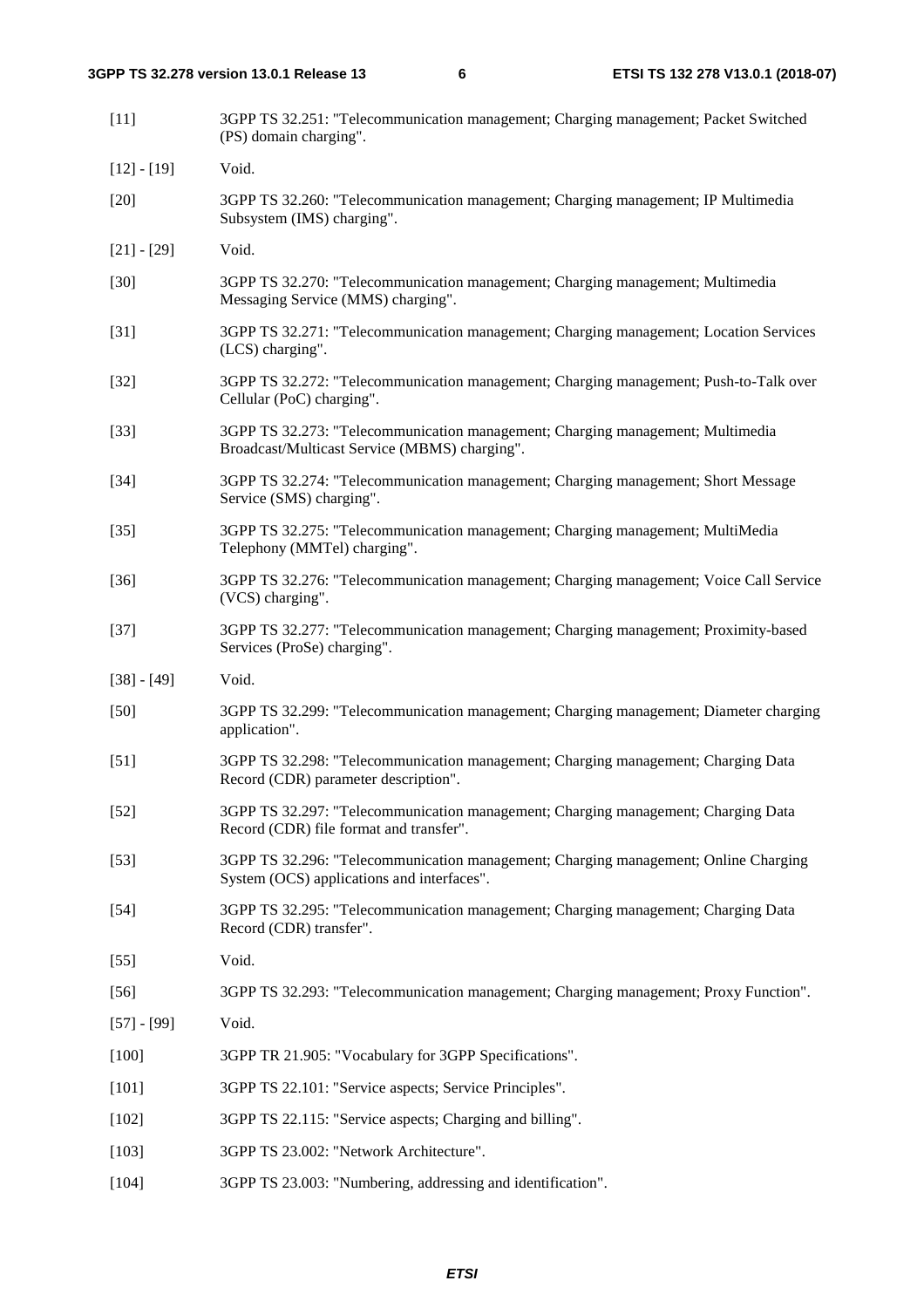[11] 3GPP TS 32.251: "Telecommunication management; Charging management; Packet Switched (PS) domain charging".

[12] - [19] Void.

[20] 3GPP TS 32.260: "Telecommunication management; Charging management; IP Multimedia Subsystem (IMS) charging".

[21] - [29] Void.

[30] 3GPP TS 32.270: "Telecommunication management; Charging management; Multimedia Messaging Service (MMS) charging".

[31] 3GPP TS 32.271: "Telecommunication management; Charging management; Location Services (LCS) charging".

[32] 3GPP TS 32.272: "Telecommunication management; Charging management; Push-to-Talk over Cellular (PoC) charging".

[33] 3GPP TS 32.273: "Telecommunication management; Charging management; Multimedia Broadcast/Multicast Service (MBMS) charging".

[34] 3GPP TS 32.274: "Telecommunication management; Charging management; Short Message Service (SMS) charging".

[35] 3GPP TS 32.275: "Telecommunication management; Charging management; MultiMedia Telephony (MMTel) charging".

[36] 3GPP TS 32.276: "Telecommunication management; Charging management; Voice Call Service (VCS) charging".

[37] 3GPP TS 32.277: "Telecommunication management; Charging management; Proximity-based Services (ProSe) charging".

[38] - [49] Void.

[50] 3GPP TS 32.299: "Telecommunication management; Charging management; Diameter charging application".

[51] 3GPP TS 32.298: "Telecommunication management; Charging management; Charging Data Record (CDR) parameter description".

[52] 3GPP TS 32.297: "Telecommunication management; Charging management; Charging Data Record (CDR) file format and transfer".

[53] 3GPP TS 32.296: "Telecommunication management; Charging management; Online Charging System (OCS) applications and interfaces".

[54] 3GPP TS 32.295: "Telecommunication management; Charging management; Charging Data Record (CDR) transfer".

[55] Void.

[56] 3GPP TS 32.293: "Telecommunication management; Charging management; Proxy Function".

[57] - [99] Void.

[100] 3GPP TR 21.905: "Vocabulary for 3GPP Specifications".

[101] 3GPP TS 22.101: "Service aspects; Service Principles".

[102] 3GPP TS 22.115: "Service aspects; Charging and billing".

[103] 3GPP TS 23.002: "Network Architecture".

[104] 3GPP TS 23.003: "Numbering, addressing and identification".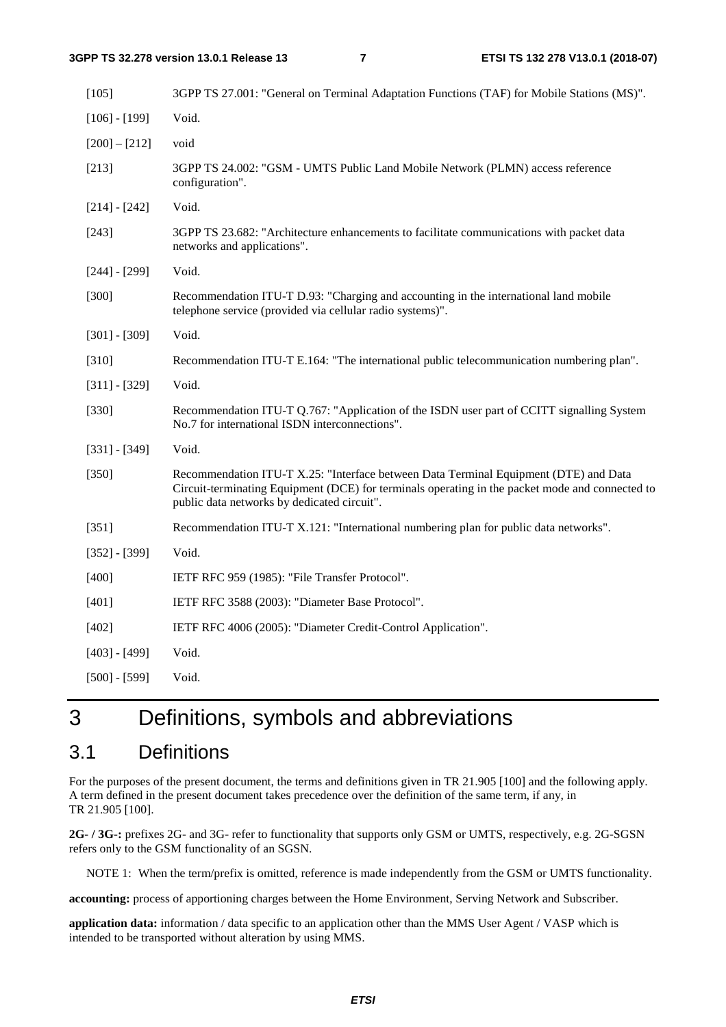[105] 3GPP TS 27.001: "General on Terminal Adaptation Functions (TAF) for Mobile Stations (MS)".

[106] - [199] Void.

[200] – [212] void

[213] 3GPP TS 24.002: "GSM - UMTS Public Land Mobile Network (PLMN) access reference configuration".

[214] - [242] Void.

[243] 3GPP TS 23.682: "Architecture enhancements to facilitate communications with packet data networks and applications".

[244] - [299] Void.

[300] Recommendation ITU-T D.93: "Charging and accounting in the international land mobile telephone service (provided via cellular radio systems)".

[301] - [309] Void.

[310] Recommendation ITU-T E.164: "The international public telecommunication numbering plan".

[311] - [329] Void.

[330] Recommendation ITU-T Q.767: "Application of the ISDN user part of CCITT signalling System No.7 for international ISDN interconnections".

[331] - [349] Void.

[350] Recommendation ITU-T X.25: "Interface between Data Terminal Equipment (DTE) and Data Circuit-terminating Equipment (DCE) for terminals operating in the packet mode and connected to public data networks by dedicated circuit".

[351] Recommendation ITU-T X.121: "International numbering plan for public data networks".

[352] - [399] Void.

[400] IETF RFC 959 (1985): "File Transfer Protocol".

[401] IETF RFC 3588 (2003): "Diameter Base Protocol".

[402] IETF RFC 4006 (2005): "Diameter Credit-Control Application".

[403] - [499] Void.

[500] - [599] Void.

# 3 Definitions, symbols and abbreviations

## 3.1 Definitions

For the purposes of the present document, the terms and definitions given in TR 21.905 [100] and the following apply. A term defined in the present document takes precedence over the definition of the same term, if any, in TR 21.905 [100].

**2G- / 3G-:** prefixes 2G- and 3G- refer to functionality that supports only GSM or UMTS, respectively, e.g. 2G-SGSN refers only to the GSM functionality of an SGSN.

NOTE 1: When the term/prefix is omitted, reference is made independently from the GSM or UMTS functionality.

**accounting:** process of apportioning charges between the Home Environment, Serving Network and Subscriber.

**application data:** information / data specific to an application other than the MMS User Agent / VASP which is intended to be transported without alteration by using MMS.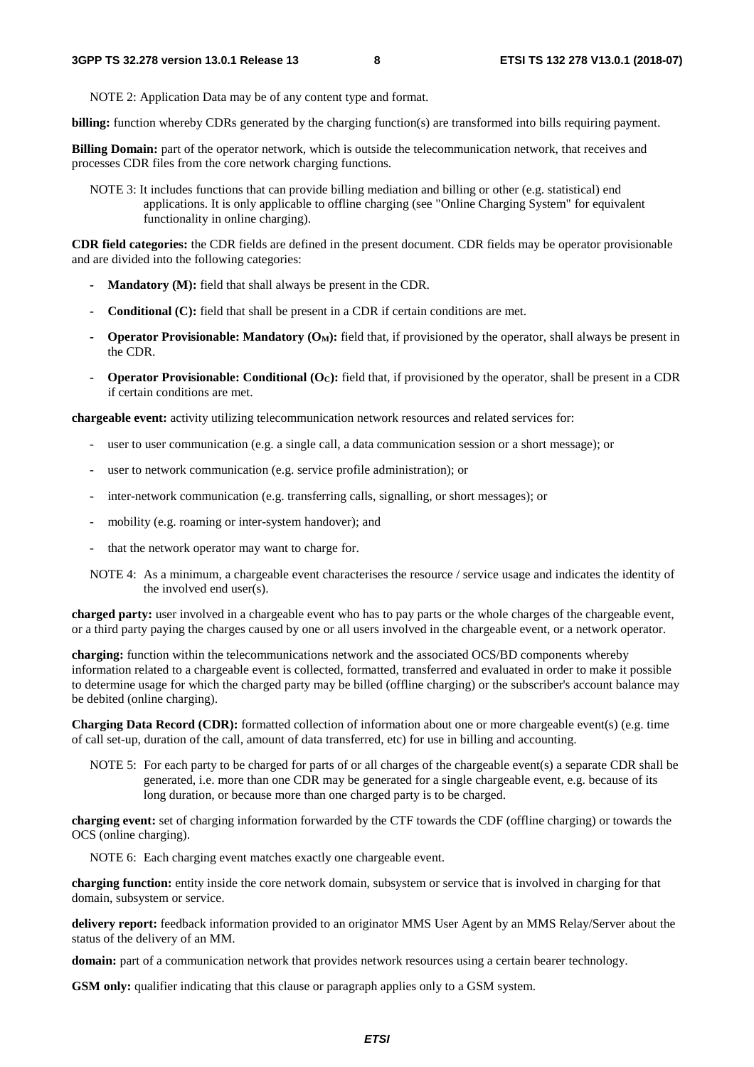NOTE 2: Application Data may be of any content type and format.

**billing:** function whereby CDRs generated by the charging function(s) are transformed into bills requiring payment.

**Billing Domain:** part of the operator network, which is outside the telecommunication network, that receives and processes CDR files from the core network charging functions.

NOTE 3: It includes functions that can provide billing mediation and billing or other (e.g. statistical) end applications. It is only applicable to offline charging (see "Online Charging System" for equivalent functionality in online charging).

**CDR field categories:** the CDR fields are defined in the present document. CDR fields may be operator provisionable and are divided into the following categories:

- **Mandatory (M):** field that shall always be present in the CDR.
- **Conditional (C):** field that shall be present in a CDR if certain conditions are met.
- **Operator Provisionable: Mandatory ($O_M$):** field that, if provisioned by the operator, shall always be present in the CDR.
- **Operator Provisionable: Conditional ($O_C$):** field that, if provisioned by the operator, shall be present in a CDR if certain conditions are met.

**chargeable event:** activity utilizing telecommunication network resources and related services for:

- user to user communication (e.g. a single call, a data communication session or a short message); or
- user to network communication (e.g. service profile administration); or
- inter-network communication (e.g. transferring calls, signalling, or short messages); or
- mobility (e.g. roaming or inter-system handover); and
- that the network operator may want to charge for.

NOTE 4: As a minimum, a chargeable event characterises the resource / service usage and indicates the identity of the involved end user(s).

**charged party:** user involved in a chargeable event who has to pay parts or the whole charges of the chargeable event, or a third party paying the charges caused by one or all users involved in the chargeable event, or a network operator.

**charging:** function within the telecommunications network and the associated OCS/BD components whereby information related to a chargeable event is collected, formatted, transferred and evaluated in order to make it possible to determine usage for which the charged party may be billed (offline charging) or the subscriber's account balance may be debited (online charging).

**Charging Data Record (CDR):** formatted collection of information about one or more chargeable event(s) (e.g. time of call set-up, duration of the call, amount of data transferred, etc) for use in billing and accounting.

NOTE 5: For each party to be charged for parts of or all charges of the chargeable event(s) a separate CDR shall be generated, i.e. more than one CDR may be generated for a single chargeable event, e.g. because of its long duration, or because more than one charged party is to be charged.

**charging event:** set of charging information forwarded by the CTF towards the CDF (offline charging) or towards the OCS (online charging).

NOTE 6: Each charging event matches exactly one chargeable event.

**charging function:** entity inside the core network domain, subsystem or service that is involved in charging for that domain, subsystem or service.

**delivery report:** feedback information provided to an originator MMS User Agent by an MMS Relay/Server about the status of the delivery of an MM.

**domain:** part of a communication network that provides network resources using a certain bearer technology.

**GSM only:** qualifier indicating that this clause or paragraph applies only to a GSM system.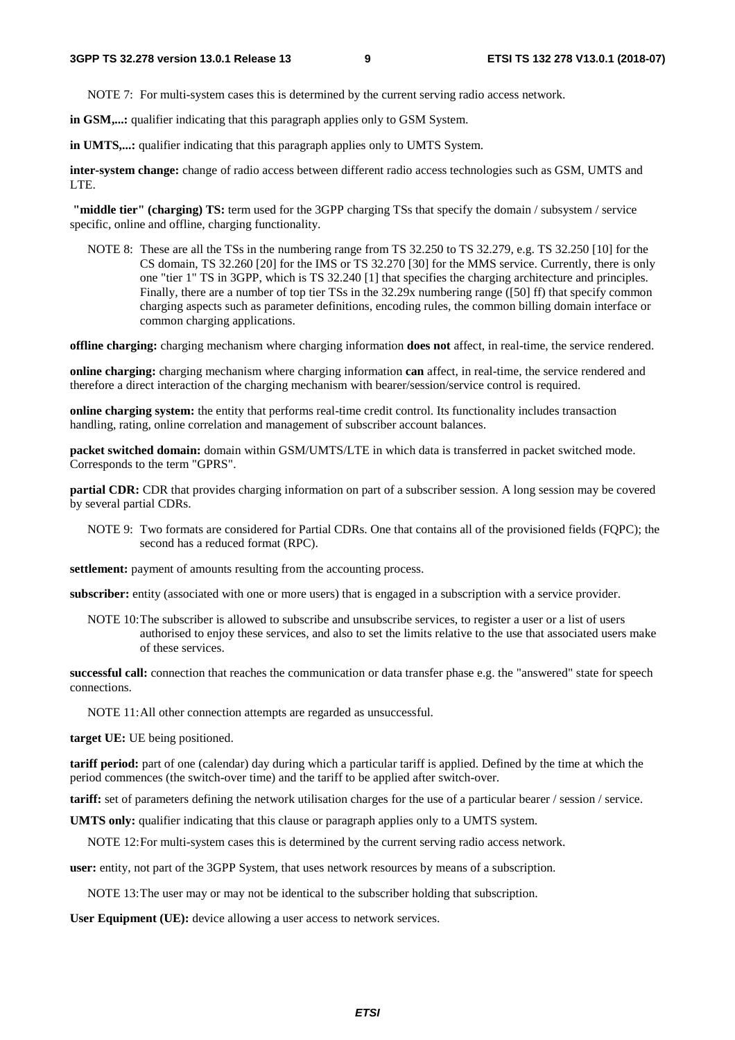NOTE 7: For multi-system cases this is determined by the current serving radio access network.

**in GSM,...:** qualifier indicating that this paragraph applies only to GSM System.

**in UMTS,...:** qualifier indicating that this paragraph applies only to UMTS System.

**inter-system change:** change of radio access between different radio access technologies such as GSM, UMTS and LTE.

**"middle tier" (charging) TS:** term used for the 3GPP charging TSs that specify the domain / subsystem / service specific, online and offline, charging functionality.

NOTE 8: These are all the TSs in the numbering range from TS 32.250 to TS 32.279, e.g. TS 32.250 [10] for the CS domain, TS 32.260 [20] for the IMS or TS 32.270 [30] for the MMS service. Currently, there is only one "tier 1" TS in 3GPP, which is TS 32.240 [1] that specifies the charging architecture and principles. Finally, there are a number of top tier TSs in the 32.29x numbering range ([50] ff) that specify common charging aspects such as parameter definitions, encoding rules, the common billing domain interface or common charging applications.

**offline charging:** charging mechanism where charging information **does not** affect, in real-time, the service rendered.

**online charging:** charging mechanism where charging information **can** affect, in real-time, the service rendered and therefore a direct interaction of the charging mechanism with bearer/session/service control is required.

**online charging system:** the entity that performs real-time credit control. Its functionality includes transaction handling, rating, online correlation and management of subscriber account balances.

**packet switched domain:** domain within GSM/UMTS/LTE in which data is transferred in packet switched mode. Corresponds to the term "GPRS".

**partial CDR:** CDR that provides charging information on part of a subscriber session. A long session may be covered by several partial CDRs.

NOTE 9: Two formats are considered for Partial CDRs. One that contains all of the provisioned fields (FQPC); the second has a reduced format (RPC).

**settlement:** payment of amounts resulting from the accounting process.

**subscriber:** entity (associated with one or more users) that is engaged in a subscription with a service provider.

NOTE 10: The subscriber is allowed to subscribe and unsubscribe services, to register a user or a list of users authorised to enjoy these services, and also to set the limits relative to the use that associated users make of these services.

**successful call:** connection that reaches the communication or data transfer phase e.g. the "answered" state for speech connections.

NOTE 11: All other connection attempts are regarded as unsuccessful.

**target UE:** UE being positioned.

**tariff period:** part of one (calendar) day during which a particular tariff is applied. Defined by the time at which the period commences (the switch-over time) and the tariff to be applied after switch-over.

**tariff:** set of parameters defining the network utilisation charges for the use of a particular bearer / session / service.

**UMTS only:** qualifier indicating that this clause or paragraph applies only to a UMTS system.

NOTE 12: For multi-system cases this is determined by the current serving radio access network.

**user:** entity, not part of the 3GPP System, that uses network resources by means of a subscription.

NOTE 13: The user may or may not be identical to the subscriber holding that subscription.

**User Equipment (UE):** device allowing a user access to network services.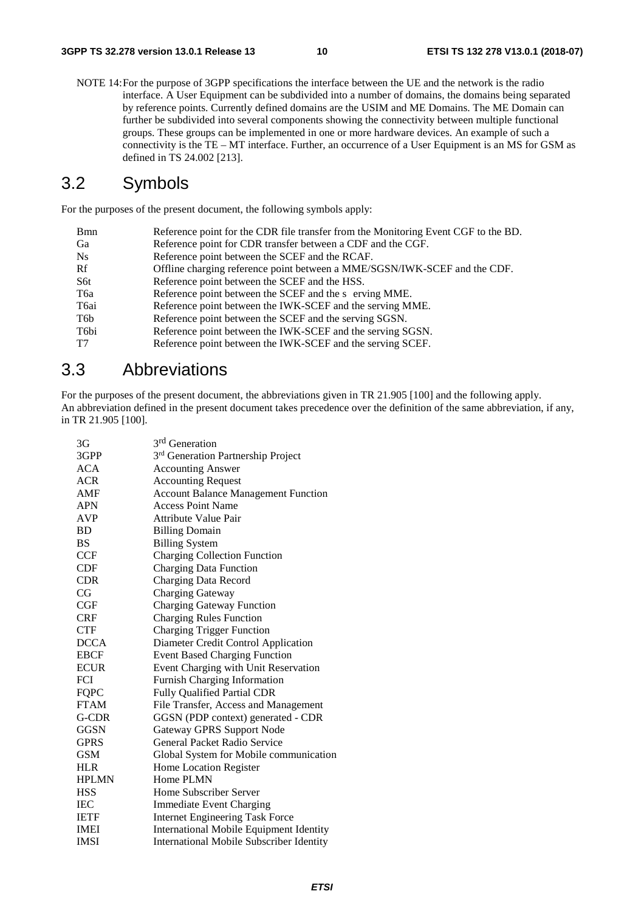NOTE 14: For the purpose of 3GPP specifications the interface between the UE and the network is the radio interface. A User Equipment can be subdivided into a number of domains, the domains being separated by reference points. Currently defined domains are the USIM and ME Domains. The ME Domain can further be subdivided into several components showing the connectivity between multiple functional groups. These groups can be implemented in one or more hardware devices. An example of such a connectivity is the TE – MT interface. Further, an occurrence of a User Equipment is an MS for GSM as defined in TS 24.002 [213].

## 3.2 Symbols

For the purposes of the present document, the following symbols apply:

| | |
|---|---|
| Bmn | Reference point for the CDR file transfer from the Monitoring Event CGF to the BD. |
| Ga | Reference point for CDR transfer between a CDF and the CGF. |
| Ns | Reference point between the SCEF and the RCAF. |
| Rf | Offline charging reference point between a MME/SGSN/IWK-SCEF and the CDF. |
| S6t | Reference point between the SCEF and the HSS. |
| T6a | Reference point between the SCEF and the s erving MME. |
| T6ai | Reference point between the IWK-SCEF and the serving MME. |
| T6b | Reference point between the SCEF and the serving SGSN. |
| T6bi | Reference point between the IWK-SCEF and the serving SGSN. |
| T7 | Reference point between the IWK-SCEF and the serving SCEF. |

## 3.3 Abbreviations

For the purposes of the present document, the abbreviations given in TR 21.905 [100] and the following apply. An abbreviation defined in the present document takes precedence over the definition of the same abbreviation, if any, in TR 21.905 [100].

| | |
|---|---|
| 3G | 3rd Generation |
| 3GPP | 3rd Generation Partnership Project |
| ACA | Accounting Answer |
| ACR | Accounting Request |
| AMF | Account Balance Management Function |
| APN | Access Point Name |
| AVP | Attribute Value Pair |
| BD | Billing Domain |
| BS | Billing System |
| CCF | Charging Collection Function |
| CDF | Charging Data Function |
| CDR | Charging Data Record |
| CG | Charging Gateway |
| CGF | Charging Gateway Function |
| CRF | Charging Rules Function |
| CTF | Charging Trigger Function |
| DCCA | Diameter Credit Control Application |
| EBCF | Event Based Charging Function |
| ECUR | Event Charging with Unit Reservation |
| FCI | Furnish Charging Information |
| FQPC | Fully Qualified Partial CDR |
| FTAM | File Transfer, Access and Management |
| G-CDR | GGSN (PDP context) generated - CDR |
| GGSN | Gateway GPRS Support Node |
| GPRS | General Packet Radio Service |
| GSM | Global System for Mobile communication |
| HLR | Home Location Register |
| HPLMN | Home PLMN |
| HSS | Home Subscriber Server |
| IEC | Immediate Event Charging |
| IETF | Internet Engineering Task Force |
| IMEI | International Mobile Equipment Identity |
| IMSI | International Mobile Subscriber Identity |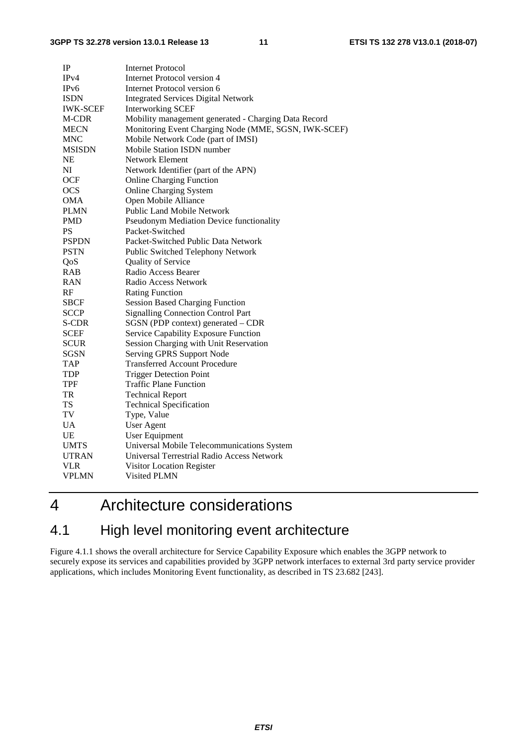| | |
|---|---|
| IP | Internet Protocol |
| IPv4 | Internet Protocol version 4 |
| IPv6 | Internet Protocol version 6 |
| ISDN | Integrated Services Digital Network |
| IWK-SCEF | Interworking SCEF |
| M-CDR | Mobility management generated - Charging Data Record |
| MECN | Monitoring Event Charging Node (MME, SGSN, IWK-SCEF) |
| MNC | Mobile Network Code (part of IMSI) |
| MSISDN | Mobile Station ISDN number |
| NE | Network Element |
| NI | Network Identifier (part of the APN) |
| OCF | Online Charging Function |
| OCS | Online Charging System |
| OMA | Open Mobile Alliance |
| PLMN | Public Land Mobile Network |
| PMD | Pseudonym Mediation Device functionality |
| PS | Packet-Switched |
| PSPDN | Packet-Switched Public Data Network |
| PSTN | Public Switched Telephony Network |
| QoS | Quality of Service |
| RAB | Radio Access Bearer |
| RAN | Radio Access Network |
| RF | Rating Function |
| SBCF | Session Based Charging Function |
| SCCP | Signalling Connection Control Part |
| S-CDR | SGSN (PDP context) generated – CDR |
| SCEF | Service Capability Exposure Function |
| SCUR | Session Charging with Unit Reservation |
| SGSN | Serving GPRS Support Node |
| TAP | Transferred Account Procedure |
| TDP | Trigger Detection Point |
| TPF | Traffic Plane Function |
| TR | Technical Report |
| TS | Technical Specification |
| TV | Type, Value |
| UA | User Agent |
| UE | User Equipment |
| UMTS | Universal Mobile Telecommunications System |
| UTRAN | Universal Terrestrial Radio Access Network |
| VLR | Visitor Location Register |
| VPLMN | Visited PLMN |

# 4 Architecture considerations

## 4.1 High level monitoring event architecture

Figure 4.1.1 shows the overall architecture for Service Capability Exposure which enables the 3GPP network to securely expose its services and capabilities provided by 3GPP network interfaces to external 3rd party service provider applications, which includes Monitoring Event functionality, as described in TS 23.682 [243].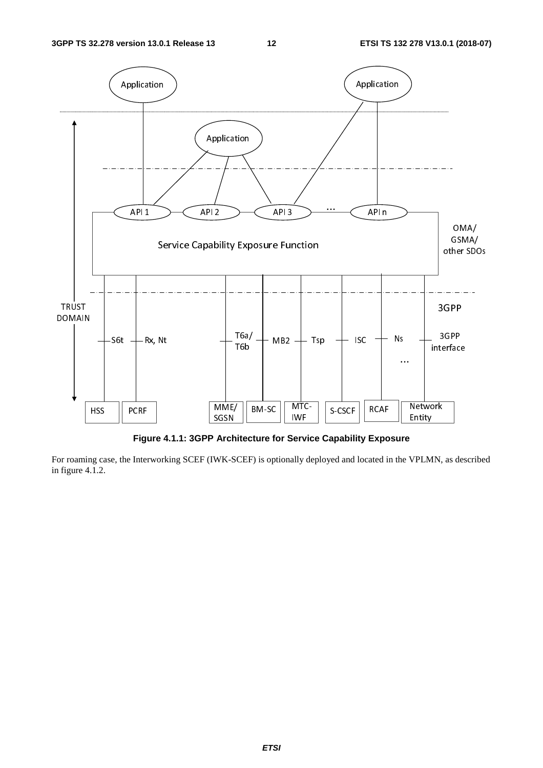**Figure 4.1.1: 3GPP Architecture for Service Capability Exposure**

For roaming case, the Interworking SCEF (IWK-SCEF) is optionally deployed and located in the VPLMN, as described in figure 4.1.2.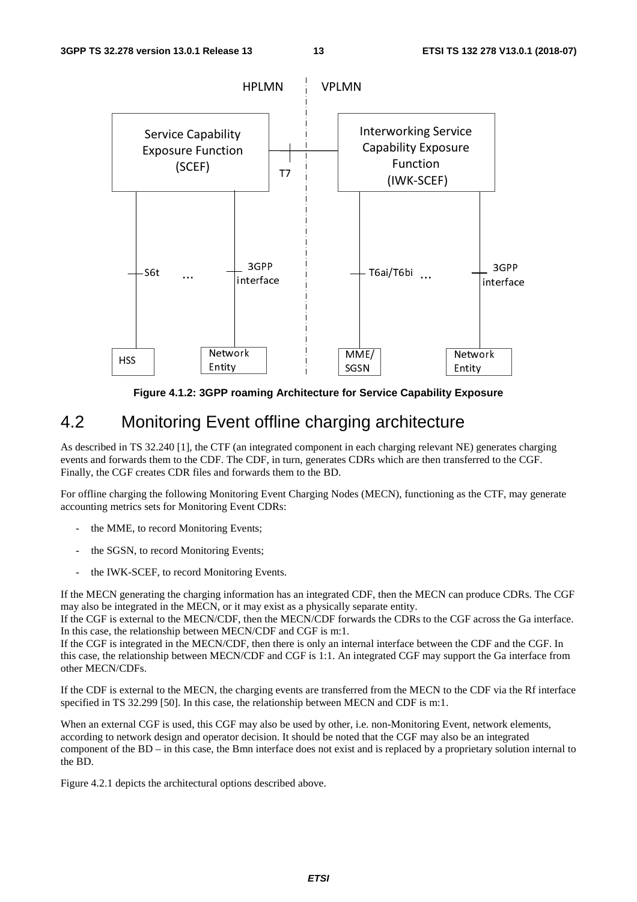**Figure 4.1.2: 3GPP roaming Architecture for Service Capability Exposure**

## 4.2 Monitoring Event offline charging architecture

As described in TS 32.240 [1], the CTF (an integrated component in each charging relevant NE) generates charging events and forwards them to the CDF. The CDF, in turn, generates CDRs which are then transferred to the CGF. Finally, the CGF creates CDR files and forwards them to the BD.

For offline charging the following Monitoring Event Charging Nodes (MECN), functioning as the CTF, may generate accounting metrics sets for Monitoring Event CDRs:

- the MME, to record Monitoring Events;
- the SGSN, to record Monitoring Events;
- the IWK-SCEF, to record Monitoring Events.

If the MECN generating the charging information has an integrated CDF, then the MECN can produce CDRs. The CGF may also be integrated in the MECN, or it may exist as a physically separate entity.
If the CGF is external to the MECN/CDF, then the MECN/CDF forwards the CDRs to the CGF across the Ga interface. In this case, the relationship between MECN/CDF and CGF is m:1.
If the CGF is integrated in the MECN/CDF, then there is only an internal interface between the CDF and the CGF. In this case, the relationship between MECN/CDF and CGF is 1:1. An integrated CGF may support the Ga interface from other MECN/CDFs.

If the CDF is external to the MECN, the charging events are transferred from the MECN to the CDF via the Rf interface specified in TS 32.299 [50]. In this case, the relationship between MECN and CDF is m:1.

When an external CGF is used, this CGF may also be used by other, i.e. non-Monitoring Event, network elements, according to network design and operator decision. It should be noted that the CGF may also be an integrated component of the BD – in this case, the Bmn interface does not exist and is replaced by a proprietary solution internal to the BD.

Figure 4.2.1 depicts the architectural options described above.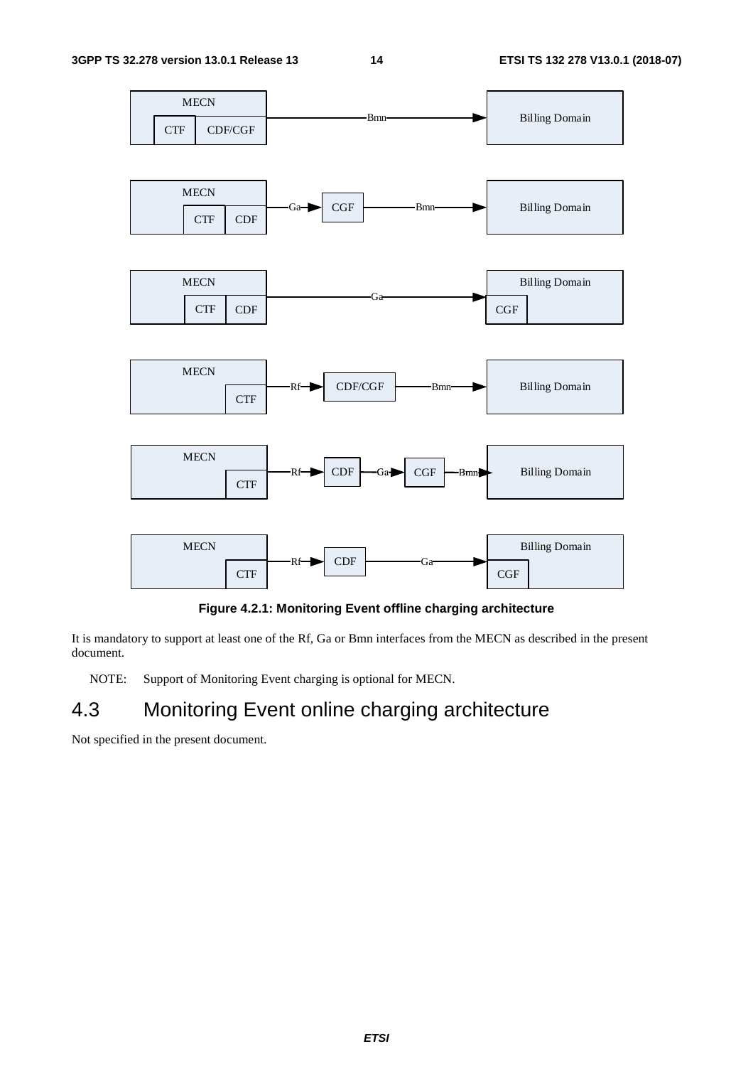Figure 4.2.1: Monitoring Event offline charging architecture

It is mandatory to support at least one of the Rf, Ga or Bmn interfaces from the MECN as described in the present document.

NOTE: Support of Monitoring Event charging is optional for MECN.

## 4.3 Monitoring Event online charging architecture

Not specified in the present document.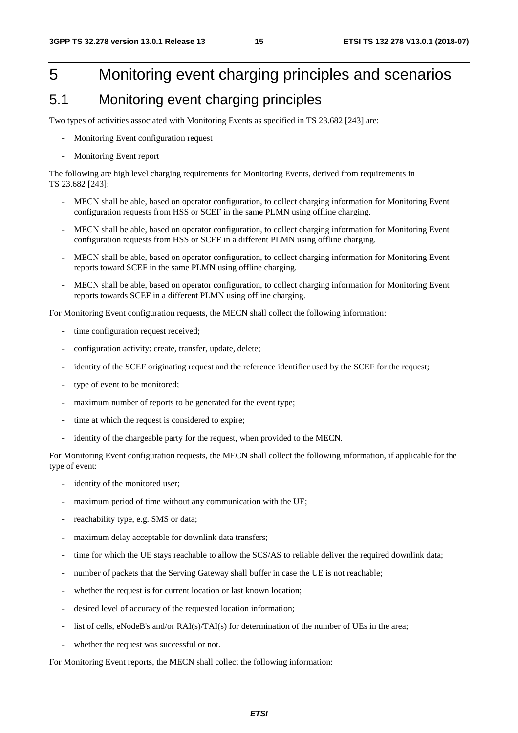# 5 Monitoring event charging principles and scenarios

## 5.1 Monitoring event charging principles

Two types of activities associated with Monitoring Events as specified in TS 23.682 [243] are:

- Monitoring Event configuration request
- Monitoring Event report

The following are high level charging requirements for Monitoring Events, derived from requirements in TS 23.682 [243]:

- MECN shall be able, based on operator configuration, to collect charging information for Monitoring Event configuration requests from HSS or SCEF in the same PLMN using offline charging.
- MECN shall be able, based on operator configuration, to collect charging information for Monitoring Event configuration requests from HSS or SCEF in a different PLMN using offline charging.
- MECN shall be able, based on operator configuration, to collect charging information for Monitoring Event reports toward SCEF in the same PLMN using offline charging.
- MECN shall be able, based on operator configuration, to collect charging information for Monitoring Event reports towards SCEF in a different PLMN using offline charging.

For Monitoring Event configuration requests, the MECN shall collect the following information:

- time configuration request received;
- configuration activity: create, transfer, update, delete;
- identity of the SCEF originating request and the reference identifier used by the SCEF for the request;
- type of event to be monitored;
- maximum number of reports to be generated for the event type;
- time at which the request is considered to expire;
- identity of the chargeable party for the request, when provided to the MECN.

For Monitoring Event configuration requests, the MECN shall collect the following information, if applicable for the type of event:

- identity of the monitored user;
- maximum period of time without any communication with the UE;
- reachability type, e.g. SMS or data;
- maximum delay acceptable for downlink data transfers;
- time for which the UE stays reachable to allow the SCS/AS to reliable deliver the required downlink data;
- number of packets that the Serving Gateway shall buffer in case the UE is not reachable;
- whether the request is for current location or last known location;
- desired level of accuracy of the requested location information;
- list of cells, eNodeB's and/or RAI(s)/TAI(s) for determination of the number of UEs in the area;
- whether the request was successful or not.

For Monitoring Event reports, the MECN shall collect the following information: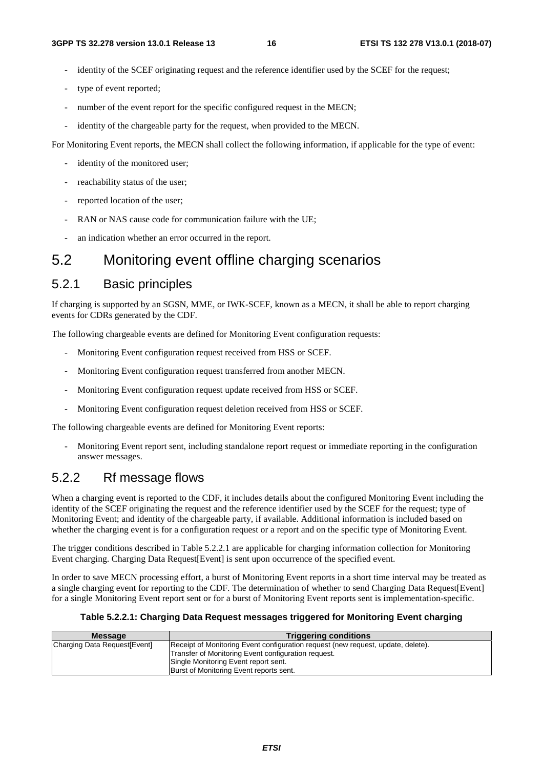- identity of the SCEF originating request and the reference identifier used by the SCEF for the request;
- type of event reported;
- number of the event report for the specific configured request in the MECN;
- identity of the chargeable party for the request, when provided to the MECN.

For Monitoring Event reports, the MECN shall collect the following information, if applicable for the type of event:

- identity of the monitored user;
- reachability status of the user;
- reported location of the user;
- RAN or NAS cause code for communication failure with the UE;
- an indication whether an error occurred in the report.

## 5.2 Monitoring event offline charging scenarios

### 5.2.1 Basic principles

If charging is supported by an SGSN, MME, or IWK-SCEF, known as a MECN, it shall be able to report charging events for CDRs generated by the CDF.

The following chargeable events are defined for Monitoring Event configuration requests:

- Monitoring Event configuration request received from HSS or SCEF.
- Monitoring Event configuration request transferred from another MECN.
- Monitoring Event configuration request update received from HSS or SCEF.
- Monitoring Event configuration request deletion received from HSS or SCEF.

The following chargeable events are defined for Monitoring Event reports:

- Monitoring Event report sent, including standalone report request or immediate reporting in the configuration answer messages.

### 5.2.2 Rf message flows

When a charging event is reported to the CDF, it includes details about the configured Monitoring Event including the identity of the SCEF originating the request and the reference identifier used by the SCEF for the request; type of Monitoring Event; and identity of the chargeable party, if available. Additional information is included based on whether the charging event is for a configuration request or a report and on the specific type of Monitoring Event.

The trigger conditions described in Table 5.2.2.1 are applicable for charging information collection for Monitoring Event charging. Charging Data Request[Event] is sent upon occurrence of the specified event.

In order to save MECN processing effort, a burst of Monitoring Event reports in a short time interval may be treated as a single charging event for reporting to the CDF. The determination of whether to send Charging Data Request[Event] for a single Monitoring Event report sent or for a burst of Monitoring Event reports sent is implementation-specific.

**Table 5.2.2.1: Charging Data Request messages triggered for Monitoring Event charging**

| Message | Triggering conditions |
|---|---|
| Charging Data Request[Event] | Receipt of Monitoring Event configuration request (new request, update, delete).<br>Transfer of Monitoring Event configuration request.<br>Single Monitoring Event report sent.<br>Burst of Monitoring Event reports sent. |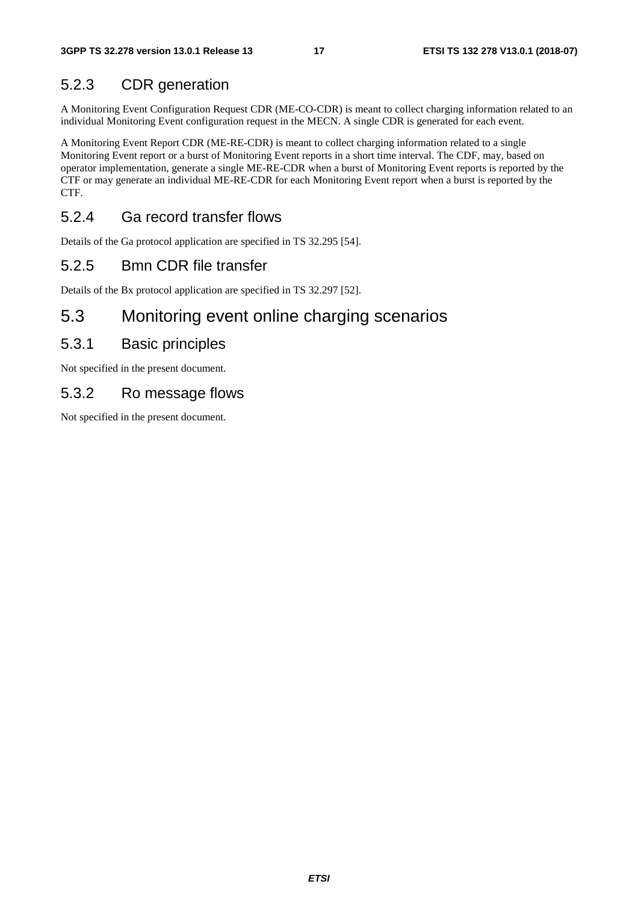### 5.2.3 CDR generation

A Monitoring Event Configuration Request CDR (ME-CO-CDR) is meant to collect charging information related to an individual Monitoring Event configuration request in the MECN. A single CDR is generated for each event.

A Monitoring Event Report CDR (ME-RE-CDR) is meant to collect charging information related to a single Monitoring Event report or a burst of Monitoring Event reports in a short time interval. The CDF, may, based on operator implementation, generate a single ME-RE-CDR when a burst of Monitoring Event reports is reported by the CTF or may generate an individual ME-RE-CDR for each Monitoring Event report when a burst is reported by the CTF.

### 5.2.4 Ga record transfer flows

Details of the Ga protocol application are specified in TS 32.295 [54].

### 5.2.5 Bmn CDR file transfer

Details of the Bx protocol application are specified in TS 32.297 [52].

## 5.3 Monitoring event online charging scenarios

### 5.3.1 Basic principles

Not specified in the present document.

### 5.3.2 Ro message flows

Not specified in the present document.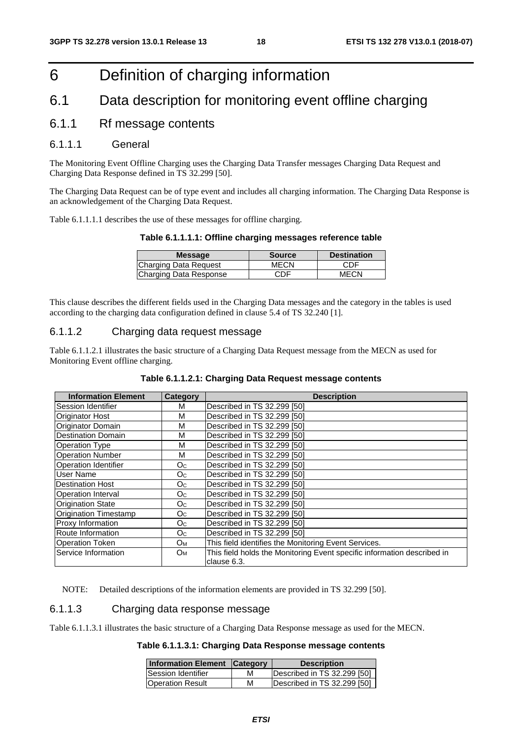# 6 Definition of charging information

## 6.1 Data description for monitoring event offline charging

### 6.1.1 Rf message contents

#### 6.1.1.1 General

The Monitoring Event Offline Charging uses the Charging Data Transfer messages Charging Data Request and Charging Data Response defined in TS 32.299 [50].

The Charging Data Request can be of type event and includes all charging information. The Charging Data Response is an acknowledgement of the Charging Data Request.

Table 6.1.1.1.1 describes the use of these messages for offline charging.

**Table 6.1.1.1.1: Offline charging messages reference table**

| Message | Source | Destination |
|---|---|---|
| Charging Data Request | MECN | CDF |
| Charging Data Response | CDF | MECN |

This clause describes the different fields used in the Charging Data messages and the category in the tables is used according to the charging data configuration defined in clause 5.4 of TS 32.240 [1].

#### 6.1.1.2 Charging data request message

Table 6.1.1.2.1 illustrates the basic structure of a Charging Data Request message from the MECN as used for Monitoring Event offline charging.

**Table 6.1.1.2.1: Charging Data Request message contents**

| Information Element | Category | Description |
|---|---|---|
| Session Identifier | M | Described in TS 32.299 [50] |
| Originator Host | M | Described in TS 32.299 [50] |
| Originator Domain | M | Described in TS 32.299 [50] |
| Destination Domain | M | Described in TS 32.299 [50] |
| Operation Type | M | Described in TS 32.299 [50] |
| Operation Number | M | Described in TS 32.299 [50] |
| Operation Identifier | $O_C$ | Described in TS 32.299 [50] |
| User Name | $O_C$ | Described in TS 32.299 [50] |
| Destination Host | $O_C$ | Described in TS 32.299 [50] |
| Operation Interval | $O_C$ | Described in TS 32.299 [50] |
| Origination State | $O_C$ | Described in TS 32.299 [50] |
| Origination Timestamp | $O_C$ | Described in TS 32.299 [50] |
| Proxy Information | $O_C$ | Described in TS 32.299 [50] |
| Route Information | $O_C$ | Described in TS 32.299 [50] |
| Operation Token | $O_M$ | This field identifies the Monitoring Event Services. |
| Service Information | $O_M$ | This field holds the Monitoring Event specific information described in clause 6.3. |

NOTE: Detailed descriptions of the information elements are provided in TS 32.299 [50].

#### 6.1.1.3 Charging data response message

Table 6.1.1.3.1 illustrates the basic structure of a Charging Data Response message as used for the MECN.

**Table 6.1.1.3.1: Charging Data Response message contents**

| Information Element | Category | Description |
|---|---|---|
| Session Identifier | M | Described in TS 32.299 [50] |
| Operation Result | M | Described in TS 32.299 [50] |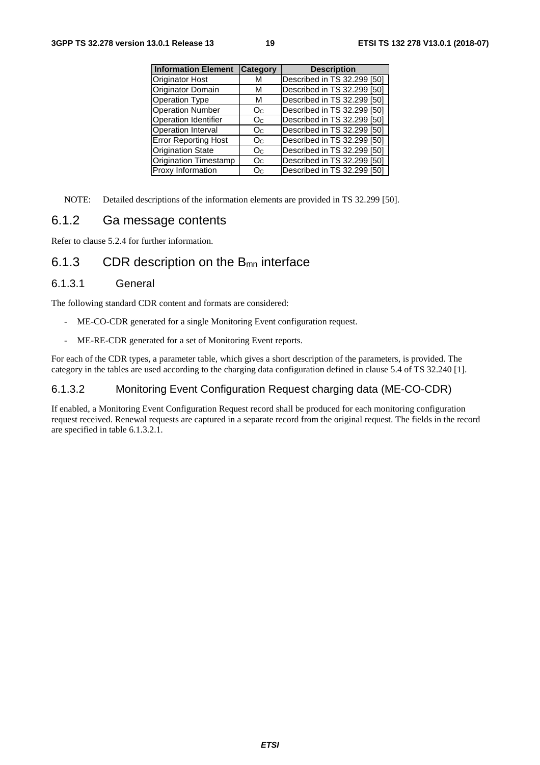| Information Element | Category | Description |
|---|---|---|
| Originator Host | M | Described in TS 32.299 [50] |
| Originator Domain | M | Described in TS 32.299 [50] |
| Operation Type | M | Described in TS 32.299 [50] |
| Operation Number | $O_C$ | Described in TS 32.299 [50] |
| Operation Identifier | $O_C$ | Described in TS 32.299 [50] |
| Operation Interval | $O_C$ | Described in TS 32.299 [50] |
| Error Reporting Host | $O_C$ | Described in TS 32.299 [50] |
| Origination State | $O_C$ | Described in TS 32.299 [50] |
| Origination Timestamp | $O_C$ | Described in TS 32.299 [50] |
| Proxy Information | $O_C$ | Described in TS 32.299 [50] |

NOTE: Detailed descriptions of the information elements are provided in TS 32.299 [50].

## 6.1.2 Ga message contents

Refer to clause 5.2.4 for further information.

## 6.1.3 CDR description on the $B_{mn}$ interface

### 6.1.3.1 General

The following standard CDR content and formats are considered:

- ME-CO-CDR generated for a single Monitoring Event configuration request.
- ME-RE-CDR generated for a set of Monitoring Event reports.

For each of the CDR types, a parameter table, which gives a short description of the parameters, is provided. The category in the tables are used according to the charging data configuration defined in clause 5.4 of TS 32.240 [1].

### 6.1.3.2 Monitoring Event Configuration Request charging data (ME-CO-CDR)

If enabled, a Monitoring Event Configuration Request record shall be produced for each monitoring configuration request received. Renewal requests are captured in a separate record from the original request. The fields in the record are specified in table 6.1.3.2.1.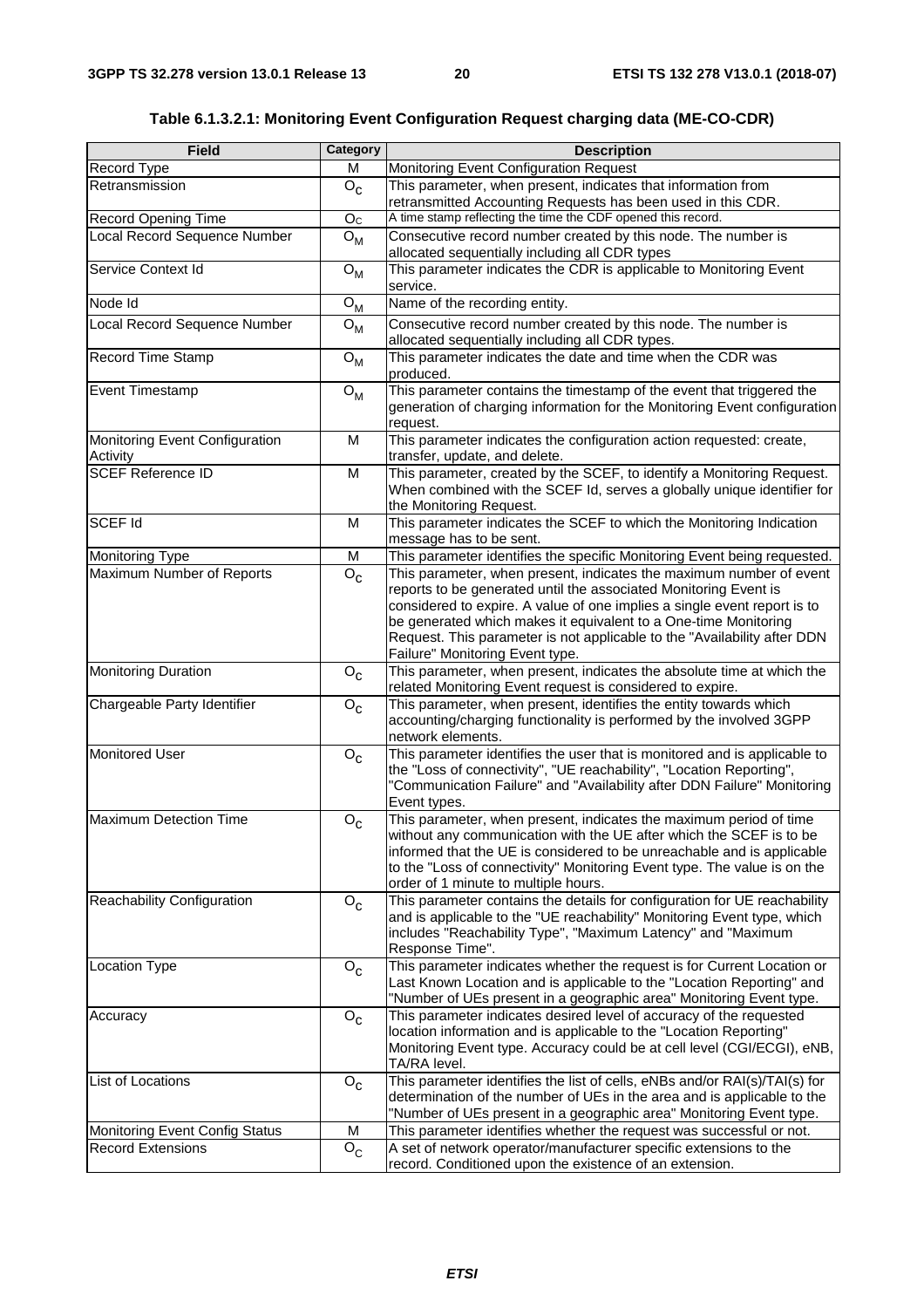**Table 6.1.3.2.1: Monitoring Event Configuration Request charging data (ME-CO-CDR)**

| Field | Category | Description |
|---|---|---|
| Record Type | M | Monitoring Event Configuration Request |
| Retransmission | $O_C$ | This parameter, when present, indicates that information from retransmitted Accounting Requests has been used in this CDR. |
| Record Opening Time | $O_C$ | A time stamp reflecting the time the CDF opened this record. |
| Local Record Sequence Number | $O_M$ | Consecutive record number created by this node. The number is allocated sequentially including all CDR types |
| Service Context Id | $O_M$ | This parameter indicates the CDR is applicable to Monitoring Event service. |
| Node Id | $O_M$ | Name of the recording entity. |
| Local Record Sequence Number | $O_M$ | Consecutive record number created by this node. The number is allocated sequentially including all CDR types. |
| Record Time Stamp | $O_M$ | This parameter indicates the date and time when the CDR was produced. |
| Event Timestamp | $O_M$ | This parameter contains the timestamp of the event that triggered the generation of charging information for the Monitoring Event configuration request. |
| Monitoring Event Configuration Activity | M | This parameter indicates the configuration action requested: create, transfer, update, and delete. |
| SCEF Reference ID | M | This parameter, created by the SCEF, to identify a Monitoring Request. When combined with the SCEF Id, serves a globally unique identifier for the Monitoring Request. |
| SCEF Id | M | This parameter indicates the SCEF to which the Monitoring Indication message has to be sent. |
| Monitoring Type | M | This parameter identifies the specific Monitoring Event being requested. |
| Maximum Number of Reports | $O_C$ | This parameter, when present, indicates the maximum number of event reports to be generated until the associated Monitoring Event is considered to expire. A value of one implies a single event report is to be generated which makes it equivalent to a One-time Monitoring Request. This parameter is not applicable to the "Availability after DDN Failure" Monitoring Event type. |
| Monitoring Duration | $O_C$ | This parameter, when present, indicates the absolute time at which the related Monitoring Event request is considered to expire. |
| Chargeable Party Identifier | $O_C$ | This parameter, when present, identifies the entity towards which accounting/charging functionality is performed by the involved 3GPP network elements. |
| Monitored User | $O_C$ | This parameter identifies the user that is monitored and is applicable to the "Loss of connectivity", "UE reachability", "Location Reporting", "Communication Failure" and "Availability after DDN Failure" Monitoring Event types. |
| Maximum Detection Time | $O_C$ | This parameter, when present, indicates the maximum period of time without any communication with the UE after which the SCEF is to be informed that the UE is considered to be unreachable and is applicable to the "Loss of connectivity" Monitoring Event type. The value is on the order of 1 minute to multiple hours. |
| Reachability Configuration | $O_C$ | This parameter contains the details for configuration for UE reachability and is applicable to the "UE reachability" Monitoring Event type, which includes "Reachability Type", "Maximum Latency" and "Maximum Response Time". |
| Location Type | $O_C$ | This parameter indicates whether the request is for Current Location or Last Known Location and is applicable to the "Location Reporting" and "Number of UEs present in a geographic area" Monitoring Event type. |
| Accuracy | $O_C$ | This parameter indicates desired level of accuracy of the requested location information and is applicable to the "Location Reporting" Monitoring Event type. Accuracy could be at cell level (CGI/ECGI), eNB, TA/RA level. |
| List of Locations | $O_C$ | This parameter identifies the list of cells, eNBs and/or RAI(s)/TAI(s) for determination of the number of UEs in the area and is applicable to the "Number of UEs present in a geographic area" Monitoring Event type. |
| Monitoring Event Config Status | M | This parameter identifies whether the request was successful or not. |
| Record Extensions | $O_C$ | A set of network operator/manufacturer specific extensions to the record. Conditioned upon the existence of an extension. |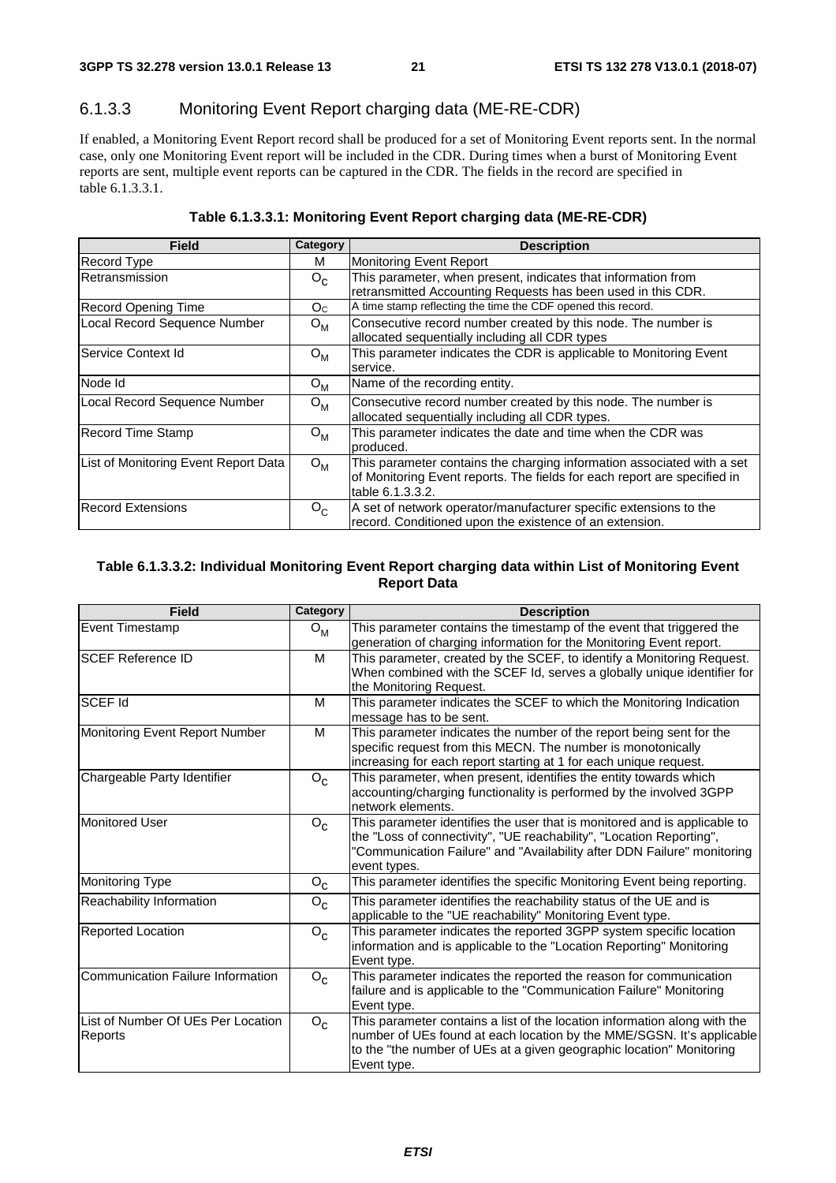### 6.1.3.3 Monitoring Event Report charging data (ME-RE-CDR)

If enabled, a Monitoring Event Report record shall be produced for a set of Monitoring Event reports sent. In the normal case, only one Monitoring Event report will be included in the CDR. During times when a burst of Monitoring Event reports are sent, multiple event reports can be captured in the CDR. The fields in the record are specified in table 6.1.3.3.1.

**Table 6.1.3.3.1: Monitoring Event Report charging data (ME-RE-CDR)**

| Field | Category | Description |
|---|---|---|
| Record Type | M | Monitoring Event Report |
| Retransmission | $O_C$ | This parameter, when present, indicates that information from retransmitted Accounting Requests has been used in this CDR. |
| Record Opening Time | $O_C$ | A time stamp reflecting the time the CDF opened this record. |
| Local Record Sequence Number | $O_M$ | Consecutive record number created by this node. The number is allocated sequentially including all CDR types |
| Service Context Id | $O_M$ | This parameter indicates the CDR is applicable to Monitoring Event service. |
| Node Id | $O_M$ | Name of the recording entity. |
| Local Record Sequence Number | $O_M$ | Consecutive record number created by this node. The number is allocated sequentially including all CDR types. |
| Record Time Stamp | $O_M$ | This parameter indicates the date and time when the CDR was produced. |
| List of Monitoring Event Report Data | $O_M$ | This parameter contains the charging information associated with a set of Monitoring Event reports. The fields for each report are specified in table 6.1.3.3.2. |
| Record Extensions | $O_C$ | A set of network operator/manufacturer specific extensions to the record. Conditioned upon the existence of an extension. |

**Table 6.1.3.3.2: Individual Monitoring Event Report charging data within List of Monitoring Event Report Data**

| Field | Category | Description |
|---|---|---|
| Event Timestamp | $O_M$ | This parameter contains the timestamp of the event that triggered the generation of charging information for the Monitoring Event report. |
| SCEF Reference ID | M | This parameter, created by the SCEF, to identify a Monitoring Request. When combined with the SCEF Id, serves a globally unique identifier for the Monitoring Request. |
| SCEF Id | M | This parameter indicates the SCEF to which the Monitoring Indication message has to be sent. |
| Monitoring Event Report Number | M | This parameter indicates the number of the report being sent for the specific request from this MECN. The number is monotonically increasing for each report starting at 1 for each unique request. |
| Chargeable Party Identifier | $O_C$ | This parameter, when present, identifies the entity towards which accounting/charging functionality is performed by the involved 3GPP network elements. |
| Monitored User | $O_C$ | This parameter identifies the user that is monitored and is applicable to the "Loss of connectivity", "UE reachability", "Location Reporting", "Communication Failure" and "Availability after DDN Failure" monitoring event types. |
| Monitoring Type | $O_C$ | This parameter identifies the specific Monitoring Event being reporting. |
| Reachability Information | $O_C$ | This parameter identifies the reachability status of the UE and is applicable to the "UE reachability" Monitoring Event type. |
| Reported Location | $O_C$ | This parameter indicates the reported 3GPP system specific location information and is applicable to the "Location Reporting" Monitoring Event type. |
| Communication Failure Information | $O_C$ | This parameter indicates the reported the reason for communication failure and is applicable to the "Communication Failure" Monitoring Event type. |
| List of Number Of UEs Per Location Reports | $O_C$ | This parameter contains a list of the location information along with the number of UEs found at each location by the MME/SGSN. It's applicable to the "the number of UEs at a given geographic location" Monitoring Event type. |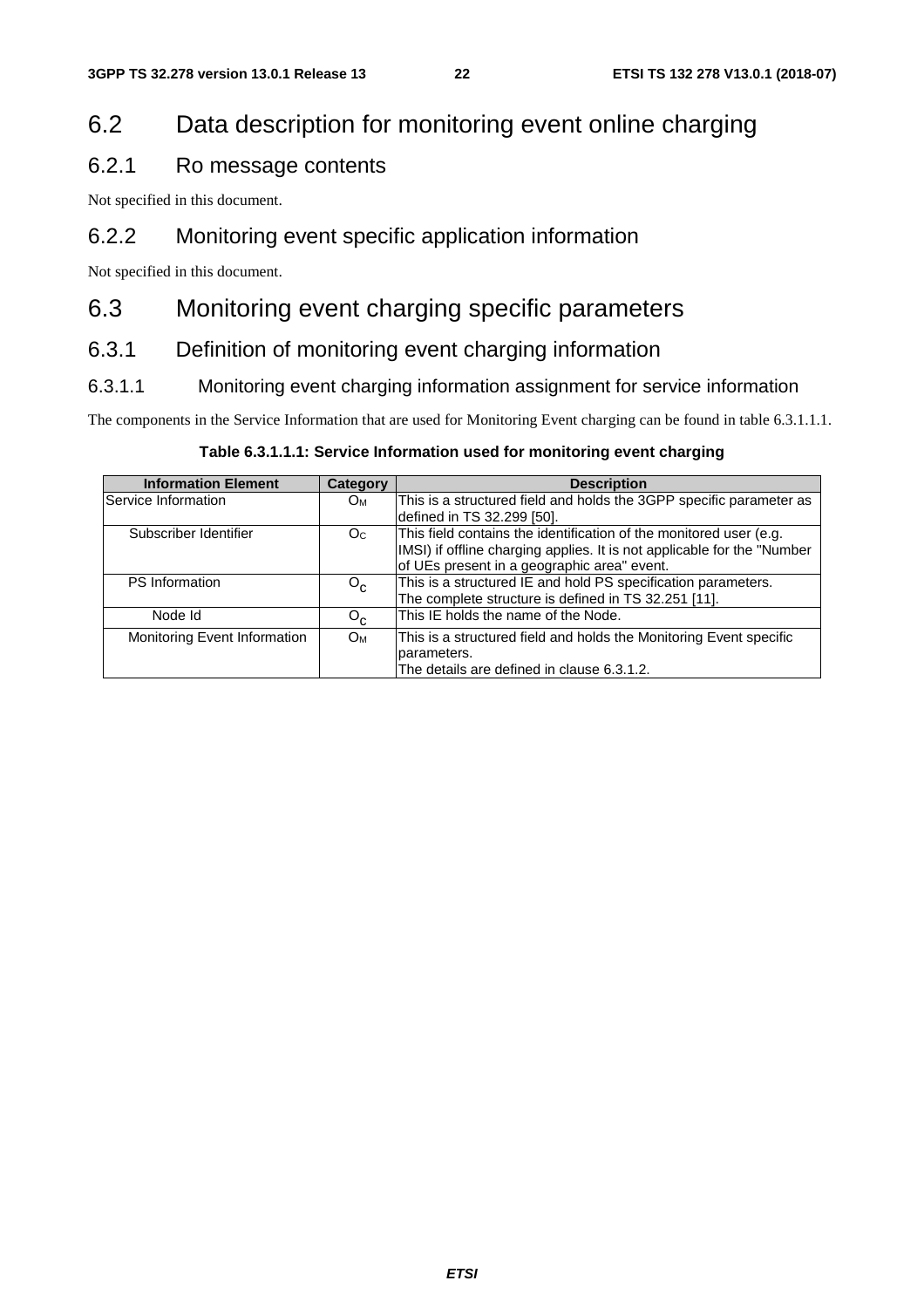## 6.2 Data description for monitoring event online charging

### 6.2.1 Ro message contents

Not specified in this document.

### 6.2.2 Monitoring event specific application information

Not specified in this document.

## 6.3 Monitoring event charging specific parameters

### 6.3.1 Definition of monitoring event charging information

#### 6.3.1.1 Monitoring event charging information assignment for service information

The components in the Service Information that are used for Monitoring Event charging can be found in table 6.3.1.1.1.

**Table 6.3.1.1.1: Service Information used for monitoring event charging**

| Information Element | Category | Description |
|---|---|---|
| Service Information | $O_M$ | This is a structured field and holds the 3GPP specific parameter as defined in TS 32.299 [50]. |
| Subscriber Identifier | $O_C$ | This field contains the identification of the monitored user (e.g. IMSI) if offline charging applies. It is not applicable for the "Number of UEs present in a geographic area" event. |
| PS Information | $O_C$ | This is a structured IE and hold PS specification parameters. The complete structure is defined in TS 32.251 [11]. |
| Node Id | $O_C$ | This IE holds the name of the Node. |
| Monitoring Event Information | $O_M$ | This is a structured field and holds the Monitoring Event specific parameters. The details are defined in clause 6.3.1.2. |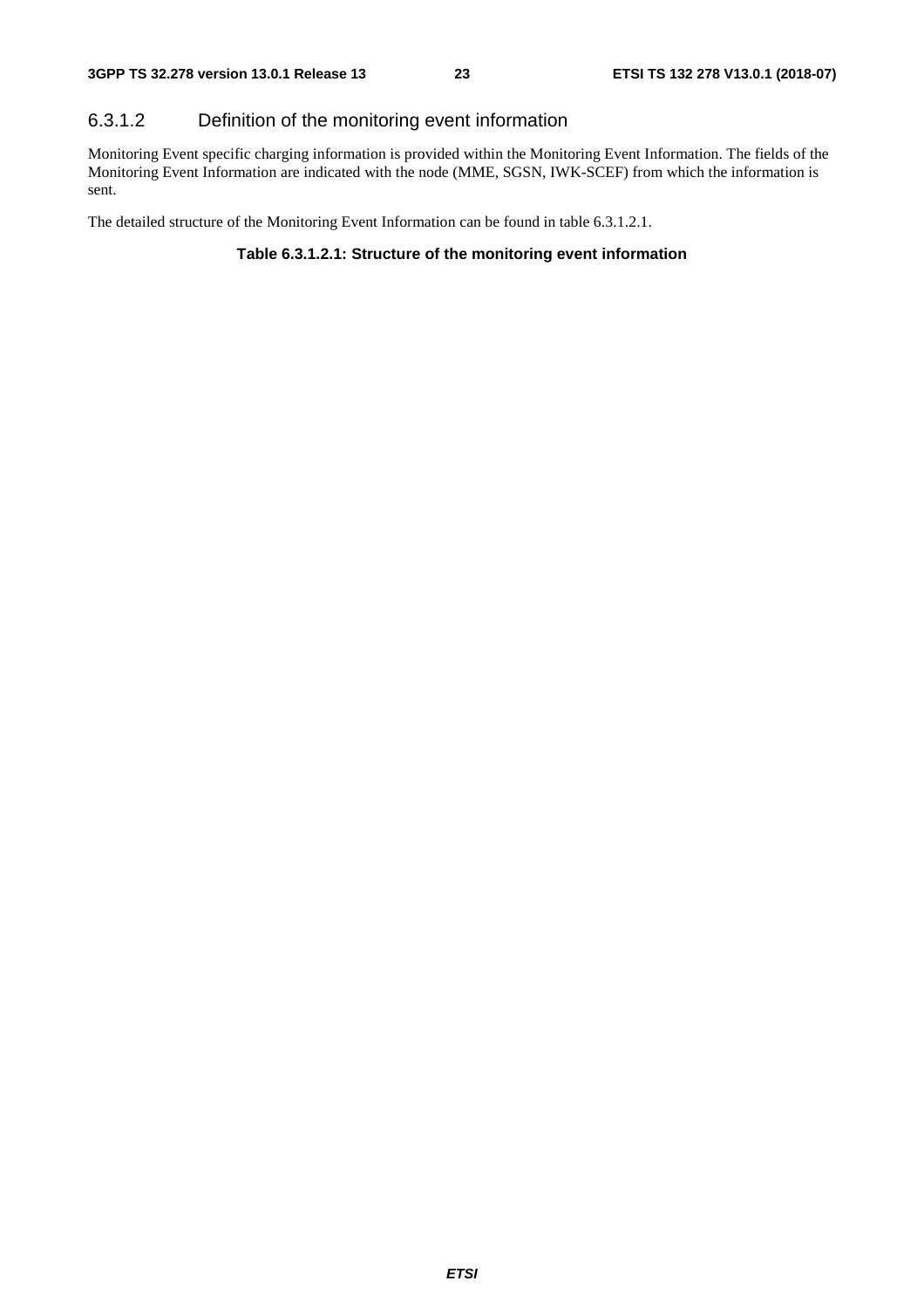### 6.3.1.2 Definition of the monitoring event information

Monitoring Event specific charging information is provided within the Monitoring Event Information. The fields of the Monitoring Event Information are indicated with the node (MME, SGSN, IWK-SCEF) from which the information is sent.

The detailed structure of the Monitoring Event Information can be found in table 6.3.1.2.1.

**Table 6.3.1.2.1: Structure of the monitoring event information**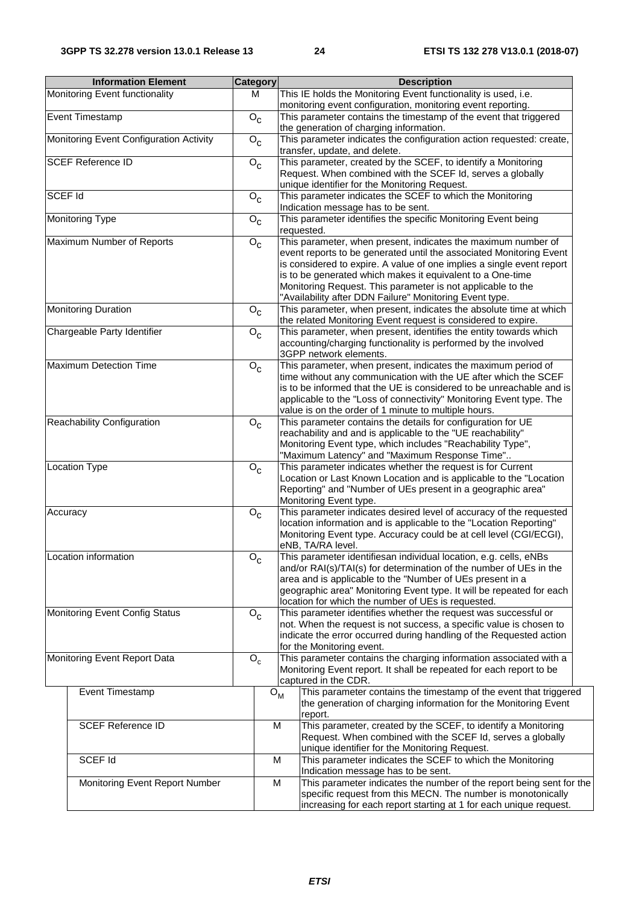| Information Element | Category | Description |
|---|---|---|
| Monitoring Event functionality | M | This IE holds the Monitoring Event functionality is used, i.e. monitoring event configuration, monitoring event reporting. |
| Event Timestamp | $O_C$ | This parameter contains the timestamp of the event that triggered the generation of charging information. |
| Monitoring Event Configuration Activity | $O_C$ | This parameter indicates the configuration action requested: create, transfer, update, and delete. |
| SCEF Reference ID | $O_C$ | This parameter, created by the SCEF, to identify a Monitoring Request. When combined with the SCEF Id, serves a globally unique identifier for the Monitoring Request. |
| SCEF Id | $O_C$ | This parameter indicates the SCEF to which the Monitoring Indication message has to be sent. |
| Monitoring Type | $O_C$ | This parameter identifies the specific Monitoring Event being requested. |
| Maximum Number of Reports | $O_C$ | This parameter, when present, indicates the maximum number of event reports to be generated until the associated Monitoring Event is considered to expire. A value of one implies a single event report is to be generated which makes it equivalent to a One-time Monitoring Request. This parameter is not applicable to the "Availability after DDN Failure" Monitoring Event type. |
| Monitoring Duration | $O_C$ | This parameter, when present, indicates the absolute time at which the related Monitoring Event request is considered to expire. |
| Chargeable Party Identifier | $O_C$ | This parameter, when present, identifies the entity towards which accounting/charging functionality is performed by the involved 3GPP network elements. |
| Maximum Detection Time | $O_C$ | This parameter, when present, indicates the maximum period of time without any communication with the UE after which the SCEF is to be informed that the UE is considered to be unreachable and is applicable to the "Loss of connectivity" Monitoring Event type. The value is on the order of 1 minute to multiple hours. |
| Reachability Configuration | $O_C$ | This parameter contains the details for configuration for UE reachability and and is applicable to the "UE reachability" Monitoring Event type, which includes "Reachability Type", "Maximum Latency" and "Maximum Response Time".. |
| Location Type | $O_C$ | This parameter indicates whether the request is for Current Location or Last Known Location and is applicable to the "Location Reporting" and "Number of UEs present in a geographic area" Monitoring Event type. |
| Accuracy | $O_C$ | This parameter indicates desired level of accuracy of the requested location information and is applicable to the "Location Reporting" Monitoring Event type. Accuracy could be at cell level (CGI/ECGI), eNB, TA/RA level. |
| Location information | $O_C$ | This parameter identifiesan individual location, e.g. cells, eNBs and/or RAI(s)/TAI(s) for determination of the number of UEs in the area and is applicable to the "Number of UEs present in a geographic area" Monitoring Event type. It will be repeated for each location for which the number of UEs is requested. |
| Monitoring Event Config Status | $O_C$ | This parameter identifies whether the request was successful or not. When the request is not success, a specific value is chosen to indicate the error occurred during handling of the Requested action for the Monitoring event. |
| Monitoring Event Report Data | $O_c$ | This parameter contains the charging information associated with a Monitoring Event report. It shall be repeated for each report to be captured in the CDR. |
| Event Timestamp | $O_M$ | This parameter contains the timestamp of the event that triggered the generation of charging information for the Monitoring Event report. |
| SCEF Reference ID | M | This parameter, created by the SCEF, to identify a Monitoring Request. When combined with the SCEF Id, serves a globally unique identifier for the Monitoring Request. |
| SCEF Id | M | This parameter indicates the SCEF to which the Monitoring Indication message has to be sent. |
| Monitoring Event Report Number | M | This parameter indicates the number of the report being sent for the specific request from this MECN. The number is monotonically increasing for each report starting at 1 for each unique request. |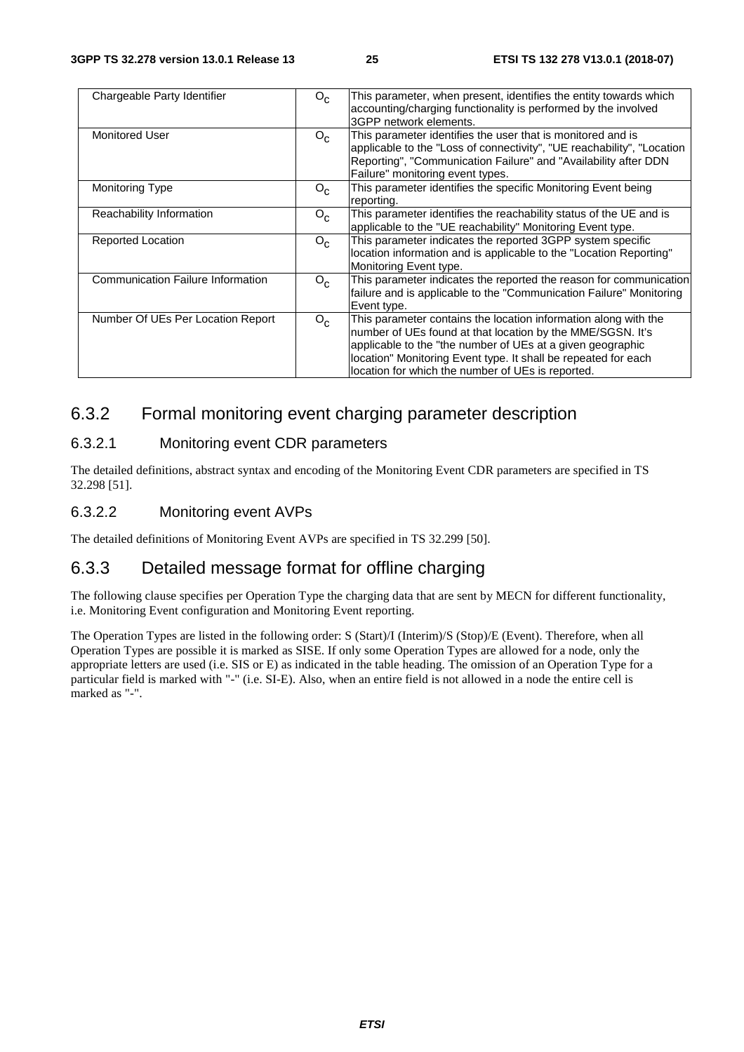| | | |
|---|---|---|
| Chargeable Party Identifier | $O_C$ | This parameter, when present, identifies the entity towards which accounting/charging functionality is performed by the involved 3GPP network elements. |
| Monitored User | $O_C$ | This parameter identifies the user that is monitored and is applicable to the "Loss of connectivity", "UE reachability", "Location Reporting", "Communication Failure" and "Availability after DDN Failure" monitoring event types. |
| Monitoring Type | $O_C$ | This parameter identifies the specific Monitoring Event being reporting. |
| Reachability Information | $O_C$ | This parameter identifies the reachability status of the UE and is applicable to the "UE reachability" Monitoring Event type. |
| Reported Location | $O_C$ | This parameter indicates the reported 3GPP system specific location information and is applicable to the "Location Reporting" Monitoring Event type. |
| Communication Failure Information | $O_C$ | This parameter indicates the reported the reason for communication failure and is applicable to the "Communication Failure" Monitoring Event type. |
| Number Of UEs Per Location Report | $O_C$ | This parameter contains the location information along with the number of UEs found at that location by the MME/SGSN. It's applicable to the "the number of UEs at a given geographic location" Monitoring Event type. It shall be repeated for each location for which the number of UEs is reported. |

## 6.3.2 Formal monitoring event charging parameter description

### 6.3.2.1 Monitoring event CDR parameters

The detailed definitions, abstract syntax and encoding of the Monitoring Event CDR parameters are specified in TS 32.298 [51].

### 6.3.2.2 Monitoring event AVPs

The detailed definitions of Monitoring Event AVPs are specified in TS 32.299 [50].

## 6.3.3 Detailed message format for offline charging

The following clause specifies per Operation Type the charging data that are sent by MECN for different functionality, i.e. Monitoring Event configuration and Monitoring Event reporting.

The Operation Types are listed in the following order: S (Start)/I (Interim)/S (Stop)/E (Event). Therefore, when all Operation Types are possible it is marked as SISE. If only some Operation Types are allowed for a node, only the appropriate letters are used (i.e. SIS or E) as indicated in the table heading. The omission of an Operation Type for a particular field is marked with "-" (i.e. SI-E). Also, when an entire field is not allowed in a node the entire cell is marked as "-".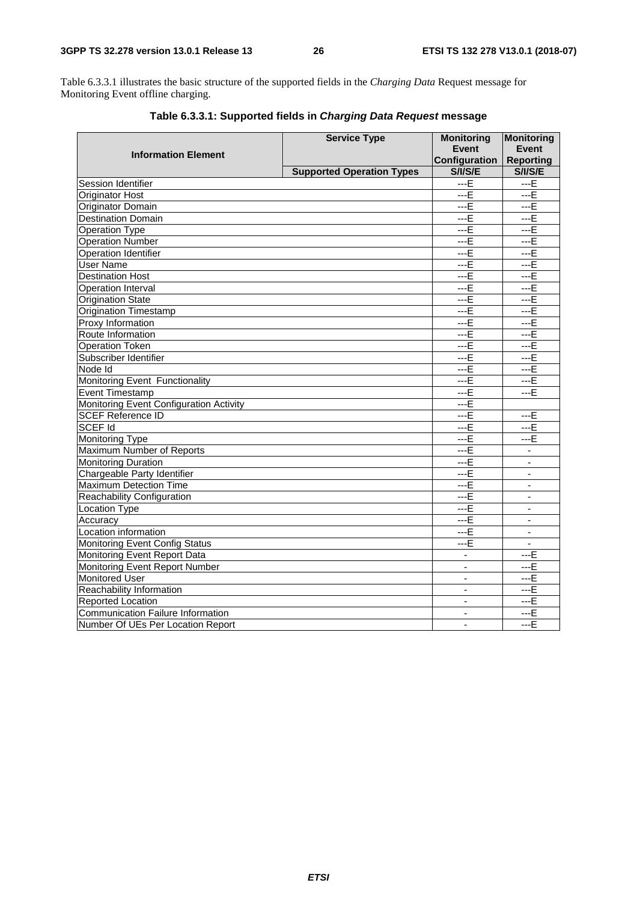Table 6.3.3.1 illustrates the basic structure of the supported fields in the *Charging Data* Request message for Monitoring Event offline charging.

**Table 6.3.3.1: Supported fields in *Charging Data Request* message**

| Information Element | Service Type | Monitoring Event Configuration | Monitoring Event Reporting |
|---|---|---|---|
| | **Supported Operation Types** | **S/I/S/E** | **S/I/S/E** |
| Session Identifier | | ---E | ---E |
| Originator Host | | ---E | ---E |
| Originator Domain | | ---E | ---E |
| Destination Domain | | ---E | ---E |
| Operation Type | | ---E | ---E |
| Operation Number | | ---E | ---E |
| Operation Identifier | | ---E | ---E |
| User Name | | ---E | ---E |
| Destination Host | | ---E | ---E |
| Operation Interval | | ---E | ---E |
| Origination State | | ---E | ---E |
| Origination Timestamp | | ---E | ---E |
| Proxy Information | | ---E | ---E |
| Route Information | | ---E | ---E |
| Operation Token | | ---E | ---E |
| Subscriber Identifier | | ---E | ---E |
| Node Id | | ---E | ---E |
| Monitoring Event Functionality | | ---E | ---E |
| Event Timestamp | | ---E | ---E |
| Monitoring Event Configuration Activity | | ---E | |
| SCEF Reference ID | | ---E | ---E |
| SCEF Id | | ---E | ---E |
| Monitoring Type | | ---E | ---E |
| Maximum Number of Reports | | ---E | - |
| Monitoring Duration | | ---E | - |
| Chargeable Party Identifier | | ---E | - |
| Maximum Detection Time | | ---E | - |
| Reachability Configuration | | ---E | - |
| Location Type | | ---E | - |
| Accuracy | | ---E | - |
| Location information | | ---E | - |
| Monitoring Event Config Status | | ---E | - |
| Monitoring Event Report Data | | - | ---E |
| Monitoring Event Report Number | | - | ---E |
| Monitored User | | - | ---E |
| Reachability Information | | - | ---E |
| Reported Location | | - | ---E |
| Communication Failure Information | | - | ---E |
| Number Of UEs Per Location Report | | - | ---E |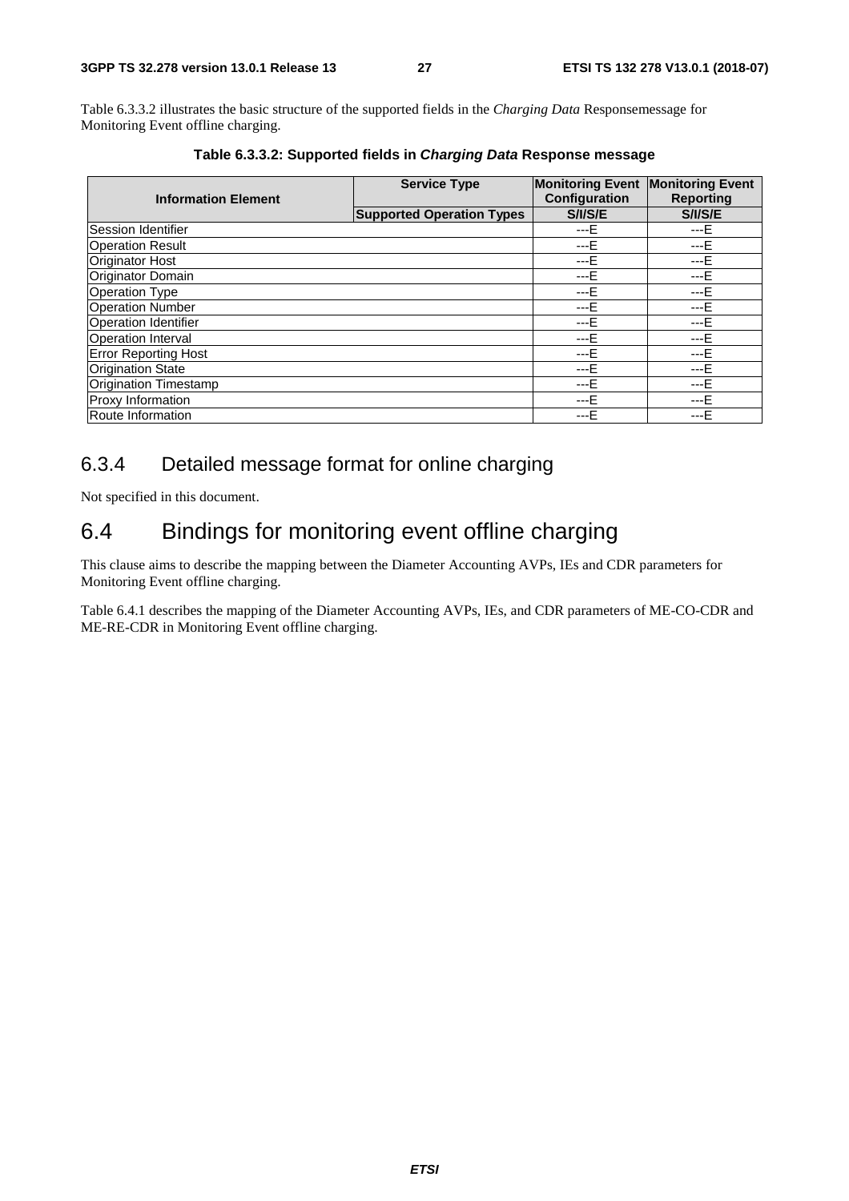Table 6.3.3.2 illustrates the basic structure of the supported fields in the *Charging Data* Responsemessage for Monitoring Event offline charging.

**Table 6.3.3.2: Supported fields in *Charging Data* Response message**

| Information Element | Service Type | Monitoring Event Configuration | Monitoring Event Reporting |
|---|---|---|---|
| | Supported Operation Types | S/I/S/E | S/I/S/E |
| Session Identifier | | ---E | ---E |
| Operation Result | | ---E | ---E |
| Originator Host | | ---E | ---E |
| Originator Domain | | ---E | ---E |
| Operation Type | | ---E | ---E |
| Operation Number | | ---E | ---E |
| Operation Identifier | | ---E | ---E |
| Operation Interval | | ---E | ---E |
| Error Reporting Host | | ---E | ---E |
| Origination State | | ---E | ---E |
| Origination Timestamp | | ---E | ---E |
| Proxy Information | | ---E | ---E |
| Route Information | | ---E | ---E |

### 6.3.4 Detailed message format for online charging

Not specified in this document.

## 6.4 Bindings for monitoring event offline charging

This clause aims to describe the mapping between the Diameter Accounting AVPs, IEs and CDR parameters for Monitoring Event offline charging.

Table 6.4.1 describes the mapping of the Diameter Accounting AVPs, IEs, and CDR parameters of ME-CO-CDR and ME-RE-CDR in Monitoring Event offline charging.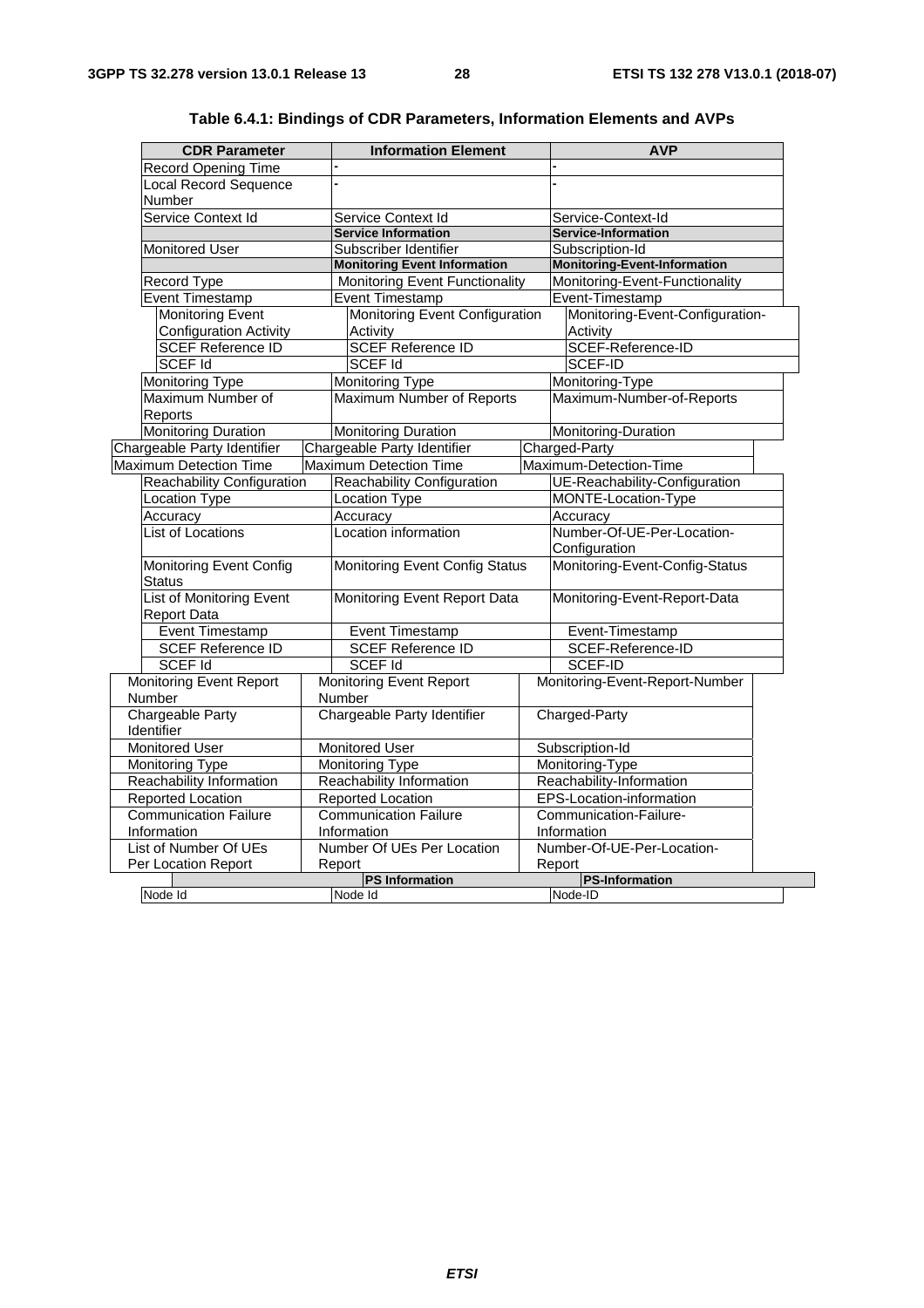**Table 6.4.1: Bindings of CDR Parameters, Information Elements and AVPs**

| CDR Parameter | Information Element | AVP |
|---|---|---|
| Record Opening Time | - | - |
| Local Record Sequence Number | - | - |
| Service Context Id | Service Context Id | Service-Context-Id |
| | **Service Information** | **Service-Information** |
| Monitored User | Subscriber Identifier | Subscription-Id |
| | **Monitoring Event Information** | **Monitoring-Event-Information** |
| Record Type | Monitoring Event Functionality | Monitoring-Event-Functionality |
| Event Timestamp | Event Timestamp | Event-Timestamp |
| Monitoring Event Configuration Activity | Monitoring Event Configuration Activity | Monitoring-Event-Configuration-Activity |
| SCEF Reference ID | SCEF Reference ID | SCEF-Reference-ID |
| SCEF Id | SCEF Id | SCEF-ID |
| Monitoring Type | Monitoring Type | Monitoring-Type |
| Maximum Number of Reports | Maximum Number of Reports | Maximum-Number-of-Reports |
| Monitoring Duration | Monitoring Duration | Monitoring-Duration |
| Chargeable Party Identifier | Chargeable Party Identifier | Charged-Party |
| Maximum Detection Time | Maximum Detection Time | Maximum-Detection-Time |
| Reachability Configuration | Reachability Configuration | UE-Reachability-Configuration |
| Location Type | Location Type | MONTE-Location-Type |
| Accuracy | Accuracy | Accuracy |
| List of Locations | Location information | Number-Of-UE-Per-Location-Configuration |
| Monitoring Event Config Status | Monitoring Event Config Status | Monitoring-Event-Config-Status |
| List of Monitoring Event Report Data | Monitoring Event Report Data | Monitoring-Event-Report-Data |
| Event Timestamp | Event Timestamp | Event-Timestamp |
| SCEF Reference ID | SCEF Reference ID | SCEF-Reference-ID |
| SCEF Id | SCEF Id | SCEF-ID |
| Monitoring Event Report Number | Monitoring Event Report Number | Monitoring-Event-Report-Number |
| Chargeable Party Identifier | Chargeable Party Identifier | Charged-Party |
| Monitored User | Monitored User | Subscription-Id |
| Monitoring Type | Monitoring Type | Monitoring-Type |
| Reachability Information | Reachability Information | Reachability-Information |
| Reported Location | Reported Location | EPS-Location-information |
| Communication Failure Information | Communication Failure Information | Communication-Failure-Information |
| List of Number Of UEs Per Location Report | Number Of UEs Per Location Report | Number-Of-UE-Per-Location-Report |
| | **PS Information** | **PS-Information** |
| Node Id | Node Id | Node-ID |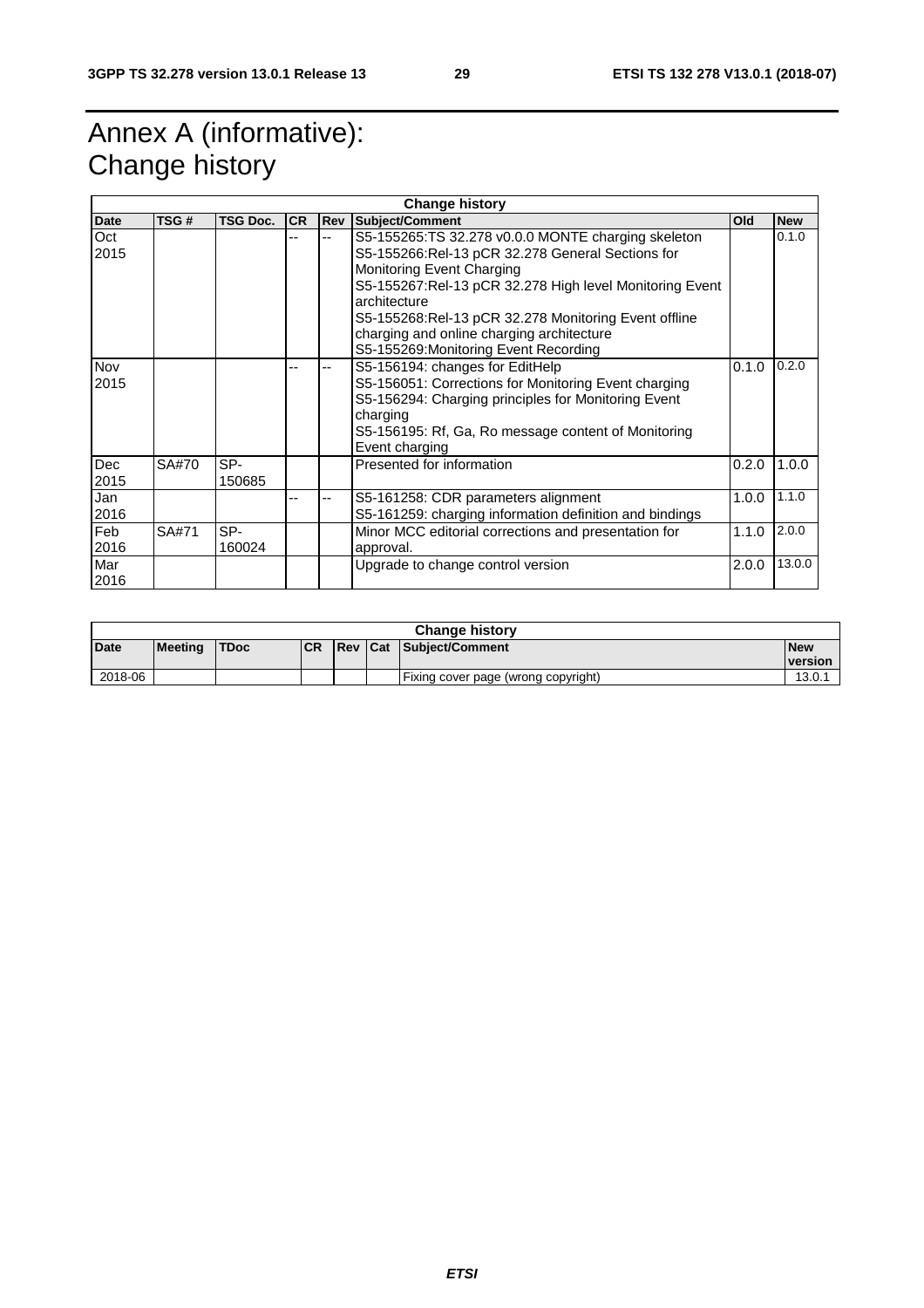# Annex A (informative): Change history

| Change history | | | | | | | |
|---|---|---|---|---|---|---|---|
| **Date** | **TSG #** | **TSG Doc.** | **CR** | **Rev** | **Subject/Comment** | **Old** | **New** |
| Oct 2015 | | | -- | -- | S5-155265:TS 32.278 v0.0.0 MONTE charging skeleton<br>S5-155266:Rel-13 pCR 32.278 General Sections for Monitoring Event Charging<br>S5-155267:Rel-13 pCR 32.278 High level Monitoring Event architecture<br>S5-155268:Rel-13 pCR 32.278 Monitoring Event offline charging and online charging architecture<br>S5-155269:Monitoring Event Recording | | 0.1.0 |
| Nov 2015 | | | -- | -- | S5-156194: changes for EditHelp<br>S5-156051: Corrections for Monitoring Event charging<br>S5-156294: Charging principles for Monitoring Event charging<br>S5-156195: Rf, Ga, Ro message content of Monitoring Event charging | 0.1.0 | 0.2.0 |
| Dec 2015 | SA#70 | SP-150685 | | | Presented for information | 0.2.0 | 1.0.0 |
| Jan 2016 | | | -- | -- | S5-161258: CDR parameters alignment<br>S5-161259: charging information definition and bindings | 1.0.0 | 1.1.0 |
| Feb 2016 | SA#71 | SP-160024 | | | Minor MCC editorial corrections and presentation for approval. | 1.1.0 | 2.0.0 |
| Mar 2016 | | | | | Upgrade to change control version | 2.0.0 | 13.0.0 |

| Change history | | | | | | | |
|---|---|---|---|---|---|---|---|
| **Date** | **Meeting** | **TDoc** | **CR** | **Rev** | **Cat** | **Subject/Comment** | **New version** |
| 2018-06 | | | | | | Fixing cover page (wrong copyright) | 13.0.1 |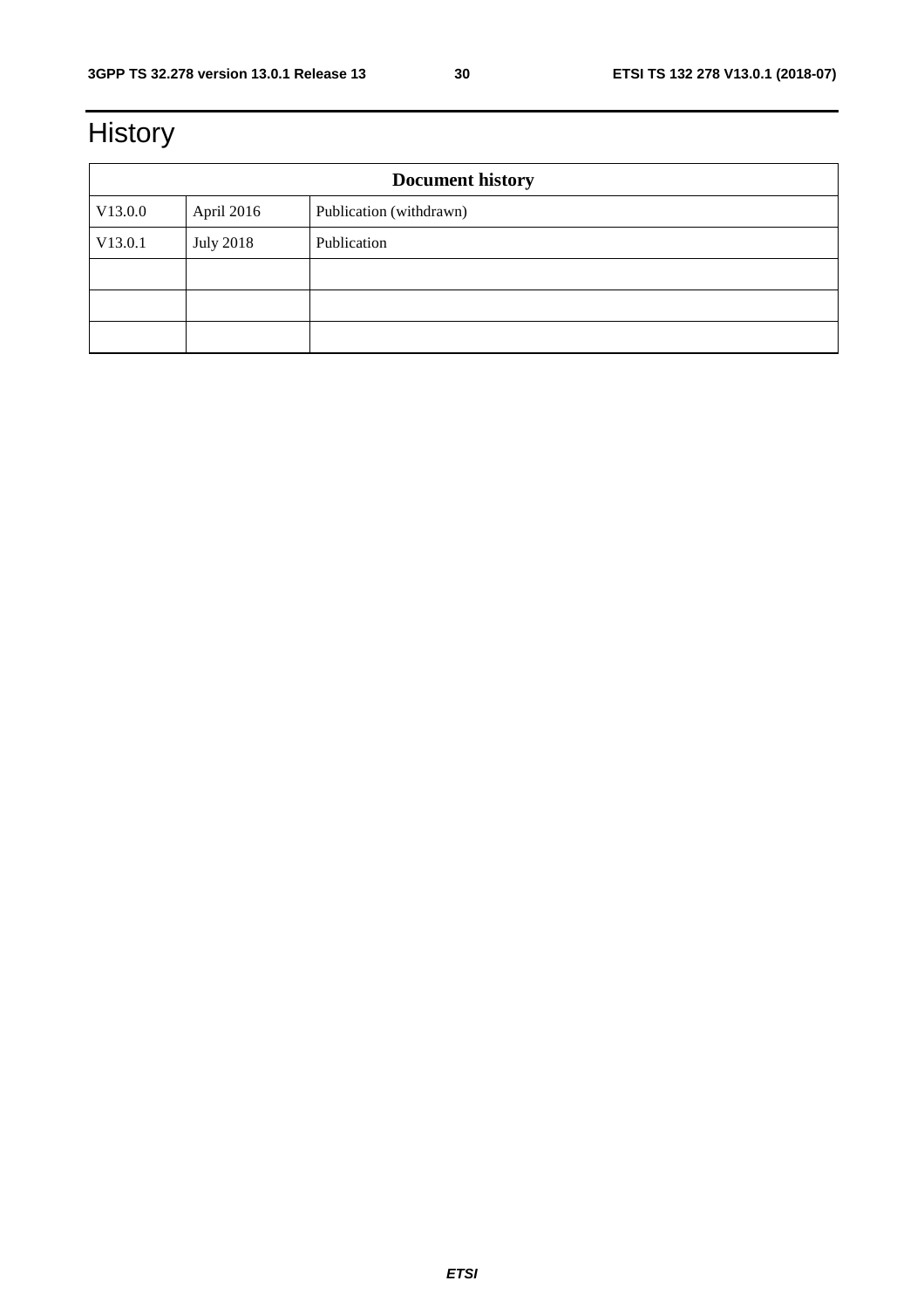# History

| Document history | | |
|---|---|---|
| V13.0.0 | April 2016 | Publication (withdrawn) |
| V13.0.1 | July 2018 | Publication |
| | | |
| | | |
| | | |